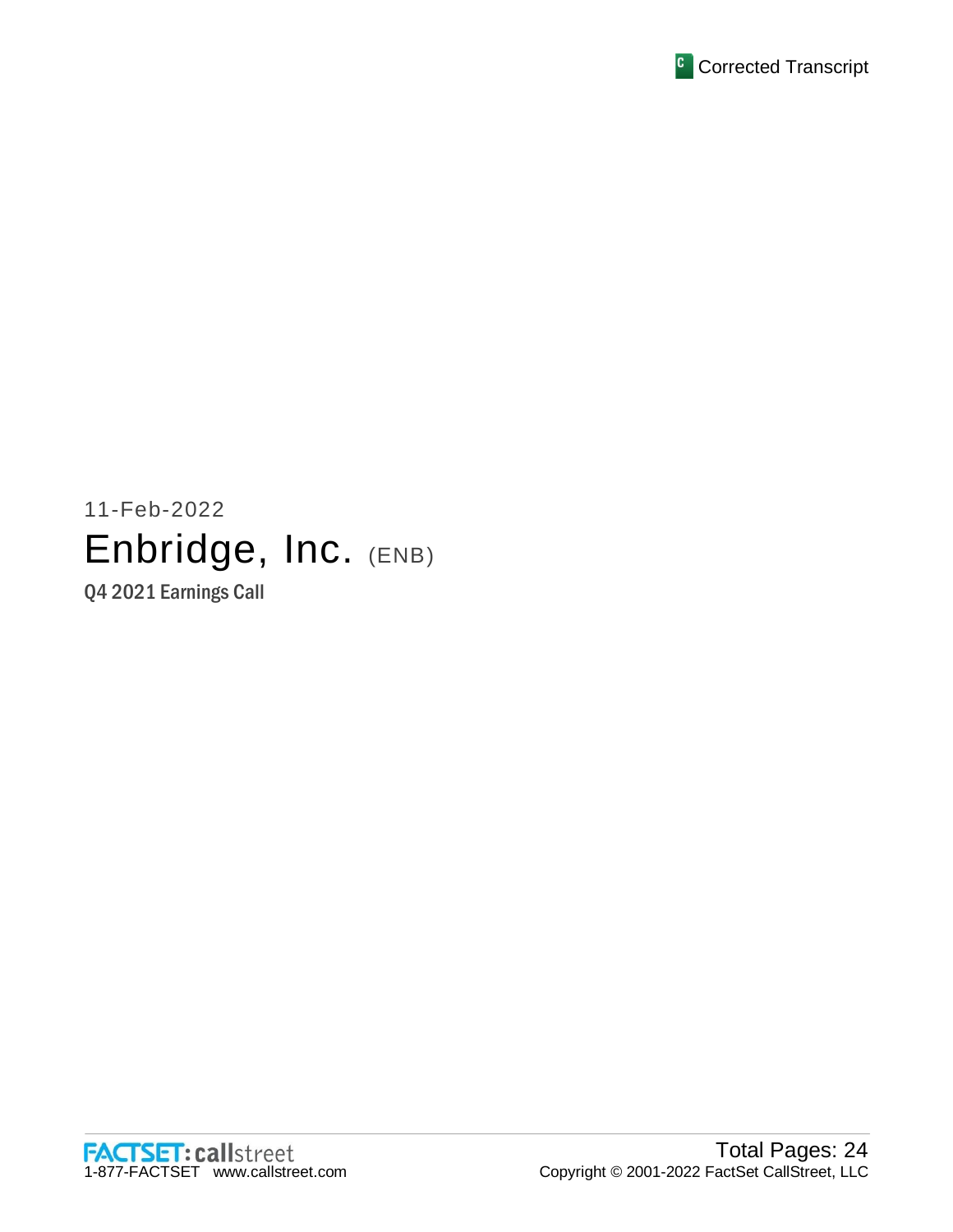Corrected Transcript

11-Feb-2022

# Enbridge, Inc. (ENB)

## Q4 2021 Earnings Call

Total Pages: 24

Copyright © 2001-2022 FactSet CallStreet, LLC

FACTSET: callstreet
1-877-FACTSET www.callstreet.com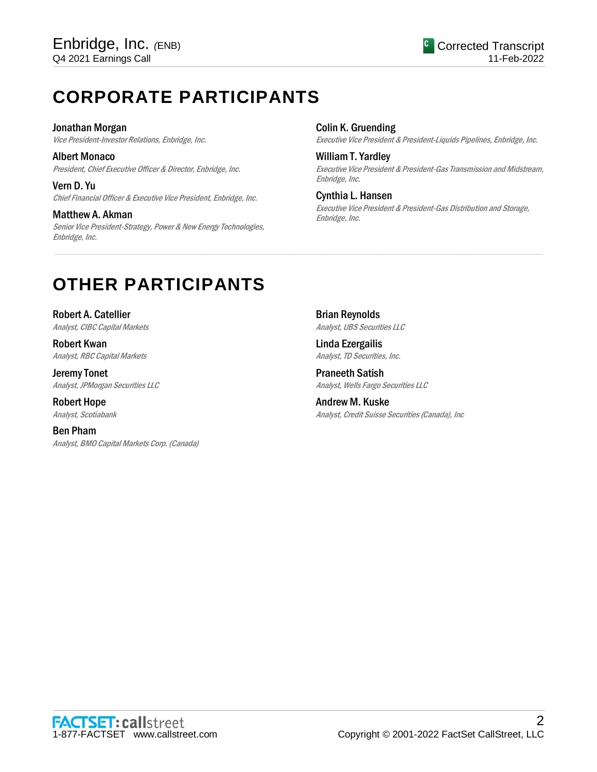# CORPORATE PARTICIPANTS

**Jonathan Morgan**
*Vice President-Investor Relations, Enbridge, Inc.*

**Albert Monaco**
*President, Chief Executive Officer & Director, Enbridge, Inc.*

**Vern D. Yu**
*Chief Financial Officer & Executive Vice President, Enbridge, Inc.*

**Matthew A. Akman**
*Senior Vice President-Strategy, Power & New Energy Technologies, Enbridge, Inc.*

**Colin K. Gruending**
*Executive Vice President & President-Liquids Pipelines, Enbridge, Inc.*

**William T. Yardley**
*Executive Vice President & President-Gas Transmission and Midstream, Enbridge, Inc.*

**Cynthia L. Hansen**
*Executive Vice President & President-Gas Distribution and Storage, Enbridge, Inc.*

# OTHER PARTICIPANTS

**Robert A. Catellier**
*Analyst, CIBC Capital Markets*

**Robert Kwan**
*Analyst, RBC Capital Markets*

**Jeremy Tonet**
*Analyst, JPMorgan Securities LLC*

**Robert Hope**
*Analyst, Scotiabank*

**Ben Pham**
*Analyst, BMO Capital Markets Corp. (Canada)*

**Brian Reynolds**
*Analyst, UBS Securities LLC*

**Linda Ezergailis**
*Analyst, TD Securities, Inc.*

**Praneeth Satish**
*Analyst, Wells Fargo Securities LLC*

**Andrew M. Kuske**
*Analyst, Credit Suisse Securities (Canada), Inc*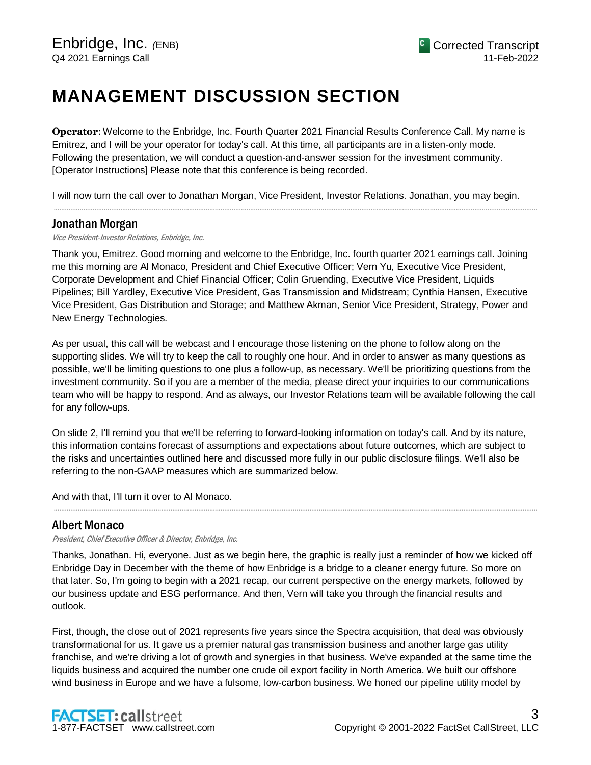# MANAGEMENT DISCUSSION SECTION

**Operator**: Welcome to the Enbridge, Inc. Fourth Quarter 2021 Financial Results Conference Call. My name is Emitrez, and I will be your operator for today's call. At this time, all participants are in a listen-only mode. Following the presentation, we will conduct a question-and-answer session for the investment community. [Operator Instructions] Please note that this conference is being recorded.

I will now turn the call over to Jonathan Morgan, Vice President, Investor Relations. Jonathan, you may begin.

## Jonathan Morgan

*Vice President-Investor Relations, Enbridge, Inc.*

Thank you, Emitrez. Good morning and welcome to the Enbridge, Inc. fourth quarter 2021 earnings call. Joining me this morning are Al Monaco, President and Chief Executive Officer; Vern Yu, Executive Vice President, Corporate Development and Chief Financial Officer; Colin Gruending, Executive Vice President, Liquids Pipelines; Bill Yardley, Executive Vice President, Gas Transmission and Midstream; Cynthia Hansen, Executive Vice President, Gas Distribution and Storage; and Matthew Akman, Senior Vice President, Strategy, Power and New Energy Technologies.

As per usual, this call will be webcast and I encourage those listening on the phone to follow along on the supporting slides. We will try to keep the call to roughly one hour. And in order to answer as many questions as possible, we'll be limiting questions to one plus a follow-up, as necessary. We'll be prioritizing questions from the investment community. So if you are a member of the media, please direct your inquiries to our communications team who will be happy to respond. And as always, our Investor Relations team will be available following the call for any follow-ups.

On slide 2, I'll remind you that we'll be referring to forward-looking information on today's call. And by its nature, this information contains forecast of assumptions and expectations about future outcomes, which are subject to the risks and uncertainties outlined here and discussed more fully in our public disclosure filings. We'll also be referring to the non-GAAP measures which are summarized below.

And with that, I'll turn it over to Al Monaco.

## Albert Monaco

*President, Chief Executive Officer & Director, Enbridge, Inc.*

Thanks, Jonathan. Hi, everyone. Just as we begin here, the graphic is really just a reminder of how we kicked off Enbridge Day in December with the theme of how Enbridge is a bridge to a cleaner energy future. So more on that later. So, I'm going to begin with a 2021 recap, our current perspective on the energy markets, followed by our business update and ESG performance. And then, Vern will take you through the financial results and outlook.

First, though, the close out of 2021 represents five years since the Spectra acquisition, that deal was obviously transformational for us. It gave us a premier natural gas transmission business and another large gas utility franchise, and we're driving a lot of growth and synergies in that business. We've expanded at the same time the liquids business and acquired the number one crude oil export facility in North America. We built our offshore wind business in Europe and we have a fulsome, low-carbon business. We honed our pipeline utility model by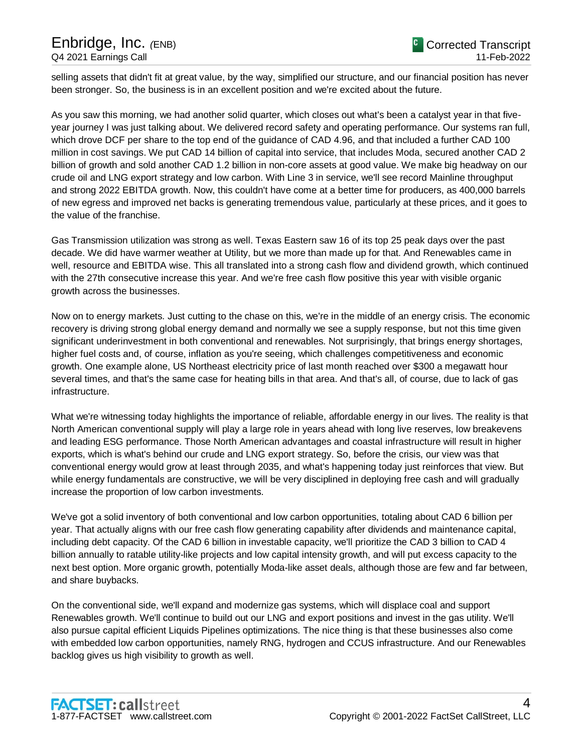selling assets that didn't fit at great value, by the way, simplified our structure, and our financial position has never been stronger. So, the business is in an excellent position and we're excited about the future.

As you saw this morning, we had another solid quarter, which closes out what's been a catalyst year in that five-year journey I was just talking about. We delivered record safety and operating performance. Our systems ran full, which drove DCF per share to the top end of the guidance of CAD 4.96, and that included a further CAD 100 million in cost savings. We put CAD 14 billion of capital into service, that includes Moda, secured another CAD 2 billion of growth and sold another CAD 1.2 billion in non-core assets at good value. We make big headway on our crude oil and LNG export strategy and low carbon. With Line 3 in service, we'll see record Mainline throughput and strong 2022 EBITDA growth. Now, this couldn't have come at a better time for producers, as 400,000 barrels of new egress and improved net backs is generating tremendous value, particularly at these prices, and it goes to the value of the franchise.

Gas Transmission utilization was strong as well. Texas Eastern saw 16 of its top 25 peak days over the past decade. We did have warmer weather at Utility, but we more than made up for that. And Renewables came in well, resource and EBITDA wise. This all translated into a strong cash flow and dividend growth, which continued with the 27th consecutive increase this year. And we're free cash flow positive this year with visible organic growth across the businesses.

Now on to energy markets. Just cutting to the chase on this, we're in the middle of an energy crisis. The economic recovery is driving strong global energy demand and normally we see a supply response, but not this time given significant underinvestment in both conventional and renewables. Not surprisingly, that brings energy shortages, higher fuel costs and, of course, inflation as you're seeing, which challenges competitiveness and economic growth. One example alone, US Northeast electricity price of last month reached over $300 a megawatt hour several times, and that's the same case for heating bills in that area. And that's all, of course, due to lack of gas infrastructure.

What we're witnessing today highlights the importance of reliable, affordable energy in our lives. The reality is that North American conventional supply will play a large role in years ahead with long live reserves, low breakevens and leading ESG performance. Those North American advantages and coastal infrastructure will result in higher exports, which is what's behind our crude and LNG export strategy. So, before the crisis, our view was that conventional energy would grow at least through 2035, and what's happening today just reinforces that view. But while energy fundamentals are constructive, we will be very disciplined in deploying free cash and will gradually increase the proportion of low carbon investments.

We've got a solid inventory of both conventional and low carbon opportunities, totaling about CAD 6 billion per year. That actually aligns with our free cash flow generating capability after dividends and maintenance capital, including debt capacity. Of the CAD 6 billion in investable capacity, we'll prioritize the CAD 3 billion to CAD 4 billion annually to ratable utility-like projects and low capital intensity growth, and will put excess capacity to the next best option. More organic growth, potentially Moda-like asset deals, although those are few and far between, and share buybacks.

On the conventional side, we'll expand and modernize gas systems, which will displace coal and support Renewables growth. We'll continue to build out our LNG and export positions and invest in the gas utility. We'll also pursue capital efficient Liquids Pipelines optimizations. The nice thing is that these businesses also come with embedded low carbon opportunities, namely RNG, hydrogen and CCUS infrastructure. And our Renewables backlog gives us high visibility to growth as well.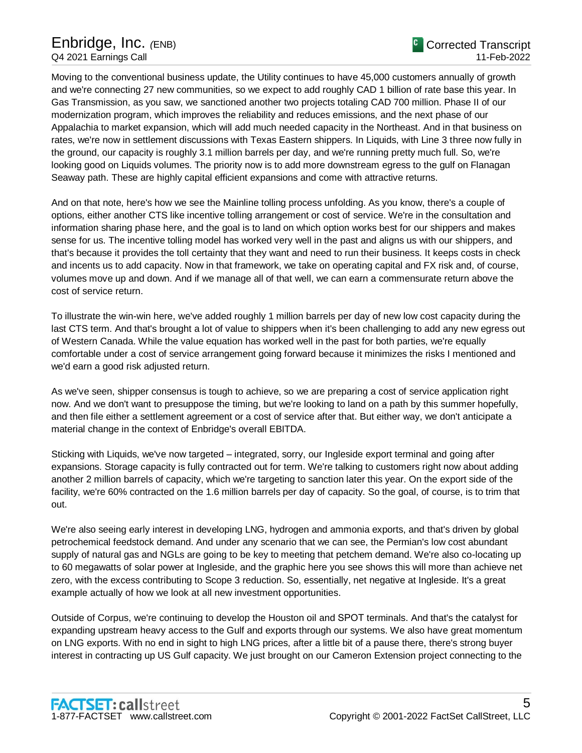Moving to the conventional business update, the Utility continues to have 45,000 customers annually of growth and we're connecting 27 new communities, so we expect to add roughly CAD 1 billion of rate base this year. In Gas Transmission, as you saw, we sanctioned another two projects totaling CAD 700 million. Phase II of our modernization program, which improves the reliability and reduces emissions, and the next phase of our Appalachia to market expansion, which will add much needed capacity in the Northeast. And in that business on rates, we're now in settlement discussions with Texas Eastern shippers. In Liquids, with Line 3 three now fully in the ground, our capacity is roughly 3.1 million barrels per day, and we're running pretty much full. So, we're looking good on Liquids volumes. The priority now is to add more downstream egress to the gulf on Flanagan Seaway path. These are highly capital efficient expansions and come with attractive returns.

And on that note, here's how we see the Mainline tolling process unfolding. As you know, there's a couple of options, either another CTS like incentive tolling arrangement or cost of service. We're in the consultation and information sharing phase here, and the goal is to land on which option works best for our shippers and makes sense for us. The incentive tolling model has worked very well in the past and aligns us with our shippers, and that's because it provides the toll certainty that they want and need to run their business. It keeps costs in check and incents us to add capacity. Now in that framework, we take on operating capital and FX risk and, of course, volumes move up and down. And if we manage all of that well, we can earn a commensurate return above the cost of service return.

To illustrate the win-win here, we've added roughly 1 million barrels per day of new low cost capacity during the last CTS term. And that's brought a lot of value to shippers when it's been challenging to add any new egress out of Western Canada. While the value equation has worked well in the past for both parties, we're equally comfortable under a cost of service arrangement going forward because it minimizes the risks I mentioned and we'd earn a good risk adjusted return.

As we've seen, shipper consensus is tough to achieve, so we are preparing a cost of service application right now. And we don't want to presuppose the timing, but we're looking to land on a path by this summer hopefully, and then file either a settlement agreement or a cost of service after that. But either way, we don't anticipate a material change in the context of Enbridge's overall EBITDA.

Sticking with Liquids, we've now targeted – integrated, sorry, our Ingleside export terminal and going after expansions. Storage capacity is fully contracted out for term. We're talking to customers right now about adding another 2 million barrels of capacity, which we're targeting to sanction later this year. On the export side of the facility, we're 60% contracted on the 1.6 million barrels per day of capacity. So the goal, of course, is to trim that out.

We're also seeing early interest in developing LNG, hydrogen and ammonia exports, and that's driven by global petrochemical feedstock demand. And under any scenario that we can see, the Permian's low cost abundant supply of natural gas and NGLs are going to be key to meeting that petchem demand. We're also co-locating up to 60 megawatts of solar power at Ingleside, and the graphic here you see shows this will more than achieve net zero, with the excess contributing to Scope 3 reduction. So, essentially, net negative at Ingleside. It's a great example actually of how we look at all new investment opportunities.

Outside of Corpus, we're continuing to develop the Houston oil and SPOT terminals. And that's the catalyst for expanding upstream heavy access to the Gulf and exports through our systems. We also have great momentum on LNG exports. With no end in sight to high LNG prices, after a little bit of a pause there, there's strong buyer interest in contracting up US Gulf capacity. We just brought on our Cameron Extension project connecting to the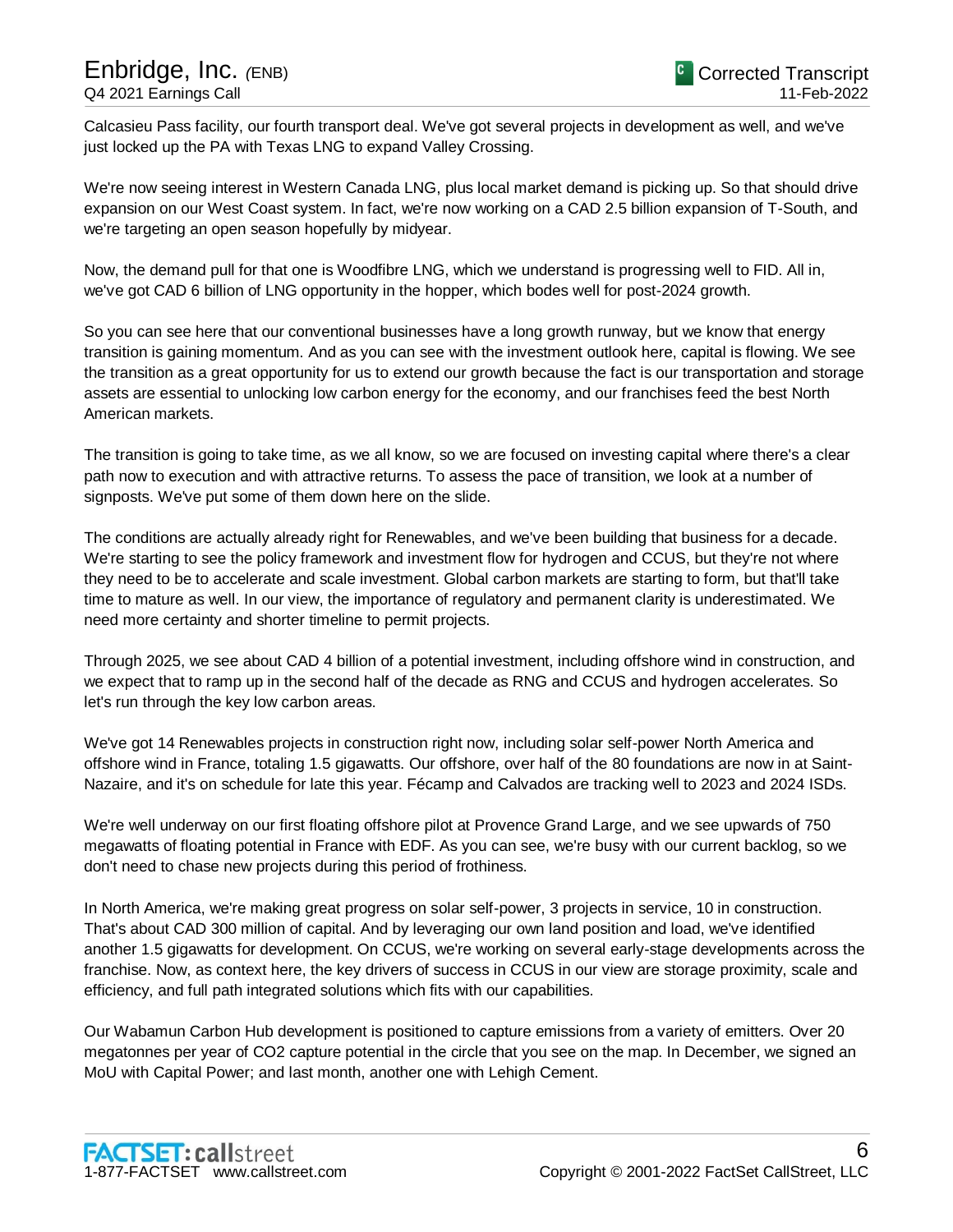Calcasieu Pass facility, our fourth transport deal. We've got several projects in development as well, and we've just locked up the PA with Texas LNG to expand Valley Crossing.

We're now seeing interest in Western Canada LNG, plus local market demand is picking up. So that should drive expansion on our West Coast system. In fact, we're now working on a CAD 2.5 billion expansion of T-South, and we're targeting an open season hopefully by midyear.

Now, the demand pull for that one is Woodfibre LNG, which we understand is progressing well to FID. All in, we've got CAD 6 billion of LNG opportunity in the hopper, which bodes well for post-2024 growth.

So you can see here that our conventional businesses have a long growth runway, but we know that energy transition is gaining momentum. And as you can see with the investment outlook here, capital is flowing. We see the transition as a great opportunity for us to extend our growth because the fact is our transportation and storage assets are essential to unlocking low carbon energy for the economy, and our franchises feed the best North American markets.

The transition is going to take time, as we all know, so we are focused on investing capital where there's a clear path now to execution and with attractive returns. To assess the pace of transition, we look at a number of signposts. We've put some of them down here on the slide.

The conditions are actually already right for Renewables, and we've been building that business for a decade. We're starting to see the policy framework and investment flow for hydrogen and CCUS, but they're not where they need to be to accelerate and scale investment. Global carbon markets are starting to form, but that'll take time to mature as well. In our view, the importance of regulatory and permanent clarity is underestimated. We need more certainty and shorter timeline to permit projects.

Through 2025, we see about CAD 4 billion of a potential investment, including offshore wind in construction, and we expect that to ramp up in the second half of the decade as RNG and CCUS and hydrogen accelerates. So let's run through the key low carbon areas.

We've got 14 Renewables projects in construction right now, including solar self-power North America and offshore wind in France, totaling 1.5 gigawatts. Our offshore, over half of the 80 foundations are now in at Saint-Nazaire, and it's on schedule for late this year. Fécamp and Calvados are tracking well to 2023 and 2024 ISDs.

We're well underway on our first floating offshore pilot at Provence Grand Large, and we see upwards of 750 megawatts of floating potential in France with EDF. As you can see, we're busy with our current backlog, so we don't need to chase new projects during this period of frothiness.

In North America, we're making great progress on solar self-power, 3 projects in service, 10 in construction. That's about CAD 300 million of capital. And by leveraging our own land position and load, we've identified another 1.5 gigawatts for development. On CCUS, we're working on several early-stage developments across the franchise. Now, as context here, the key drivers of success in CCUS in our view are storage proximity, scale and efficiency, and full path integrated solutions which fits with our capabilities.

Our Wabamun Carbon Hub development is positioned to capture emissions from a variety of emitters. Over 20 megatonnes per year of $CO_2$ capture potential in the circle that you see on the map. In December, we signed an MoU with Capital Power; and last month, another one with Lehigh Cement.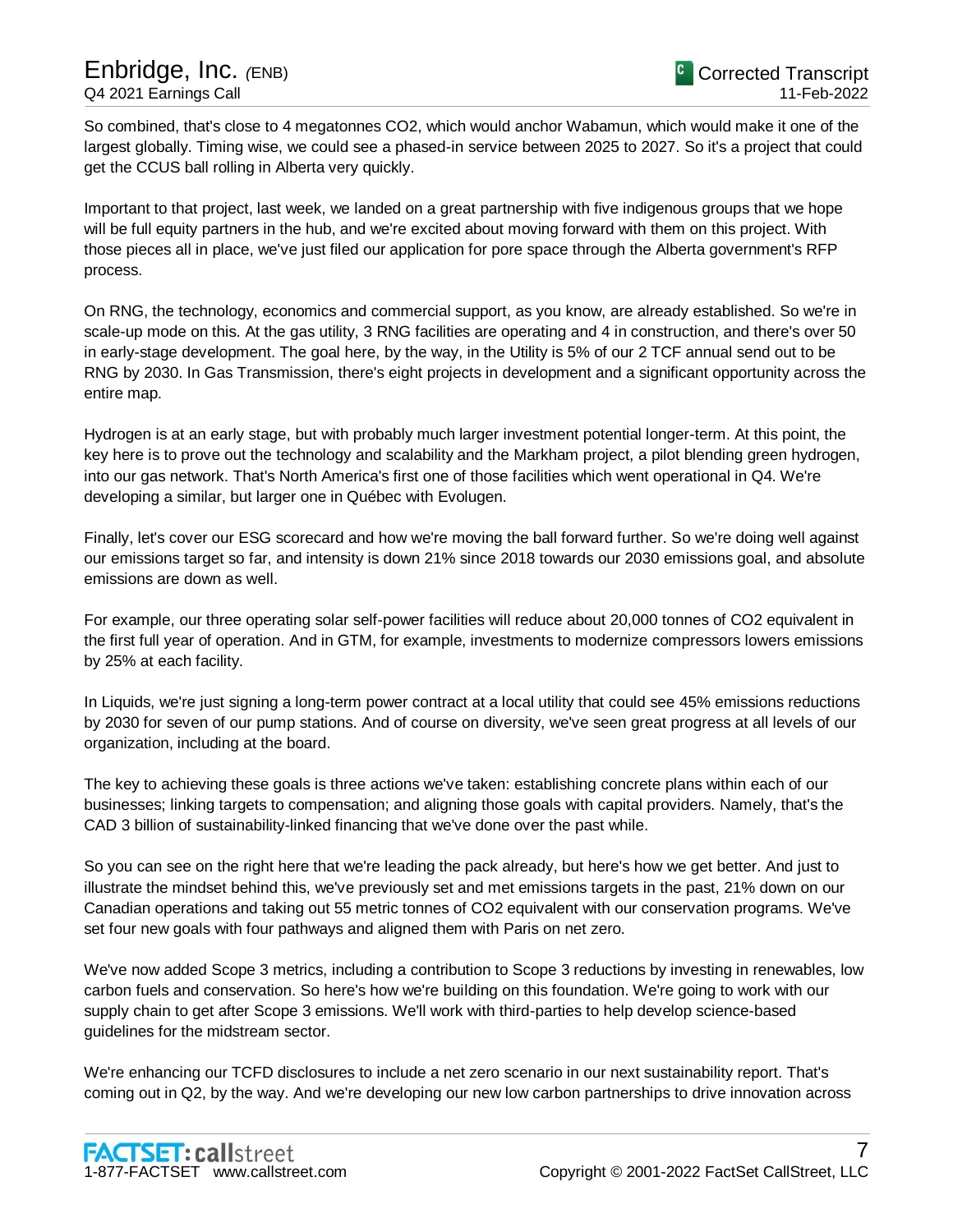So combined, that's close to 4 megatonnes CO2, which would anchor Wabamun, which would make it one of the largest globally. Timing wise, we could see a phased-in service between 2025 to 2027. So it's a project that could get the CCUS ball rolling in Alberta very quickly.

Important to that project, last week, we landed on a great partnership with five indigenous groups that we hope will be full equity partners in the hub, and we're excited about moving forward with them on this project. With those pieces all in place, we've just filed our application for pore space through the Alberta government's RFP process.

On RNG, the technology, economics and commercial support, as you know, are already established. So we're in scale-up mode on this. At the gas utility, 3 RNG facilities are operating and 4 in construction, and there's over 50 in early-stage development. The goal here, by the way, in the Utility is 5% of our 2 TCF annual send out to be RNG by 2030. In Gas Transmission, there's eight projects in development and a significant opportunity across the entire map.

Hydrogen is at an early stage, but with probably much larger investment potential longer-term. At this point, the key here is to prove out the technology and scalability and the Markham project, a pilot blending green hydrogen, into our gas network. That's North America's first one of those facilities which went operational in Q4. We're developing a similar, but larger one in Québec with Evolugen.

Finally, let's cover our ESG scorecard and how we're moving the ball forward further. So we're doing well against our emissions target so far, and intensity is down 21% since 2018 towards our 2030 emissions goal, and absolute emissions are down as well.

For example, our three operating solar self-power facilities will reduce about 20,000 tonnes of CO2 equivalent in the first full year of operation. And in GTM, for example, investments to modernize compressors lowers emissions by 25% at each facility.

In Liquids, we're just signing a long-term power contract at a local utility that could see 45% emissions reductions by 2030 for seven of our pump stations. And of course on diversity, we've seen great progress at all levels of our organization, including at the board.

The key to achieving these goals is three actions we've taken: establishing concrete plans within each of our businesses; linking targets to compensation; and aligning those goals with capital providers. Namely, that's the CAD 3 billion of sustainability-linked financing that we've done over the past while.

So you can see on the right here that we're leading the pack already, but here's how we get better. And just to illustrate the mindset behind this, we've previously set and met emissions targets in the past, 21% down on our Canadian operations and taking out 55 metric tonnes of CO2 equivalent with our conservation programs. We've set four new goals with four pathways and aligned them with Paris on net zero.

We've now added Scope 3 metrics, including a contribution to Scope 3 reductions by investing in renewables, low carbon fuels and conservation. So here's how we're building on this foundation. We're going to work with our supply chain to get after Scope 3 emissions. We'll work with third-parties to help develop science-based guidelines for the midstream sector.

We're enhancing our TCFD disclosures to include a net zero scenario in our next sustainability report. That's coming out in Q2, by the way. And we're developing our new low carbon partnerships to drive innovation across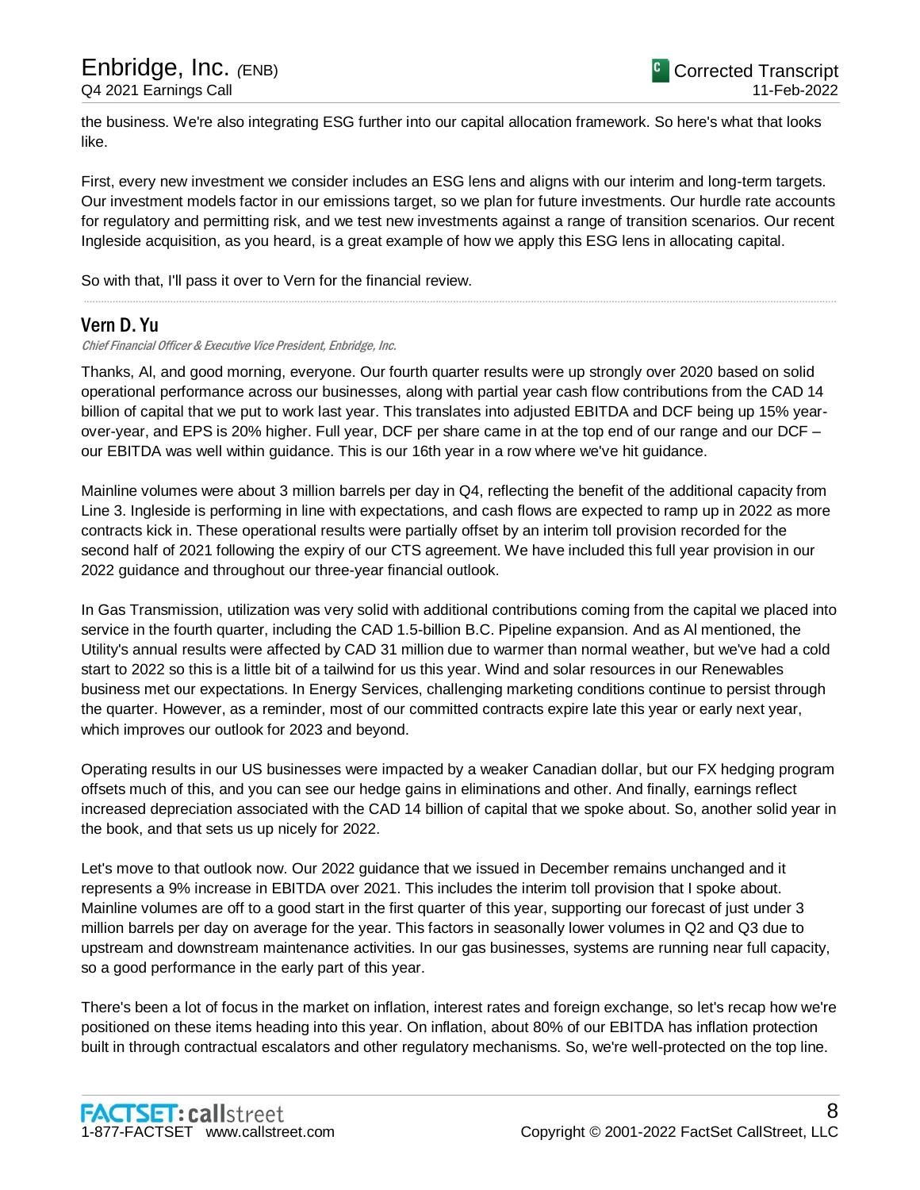the business. We're also integrating ESG further into our capital allocation framework. So here's what that looks like.

First, every new investment we consider includes an ESG lens and aligns with our interim and long-term targets. Our investment models factor in our emissions target, so we plan for future investments. Our hurdle rate accounts for regulatory and permitting risk, and we test new investments against a range of transition scenarios. Our recent Ingleside acquisition, as you heard, is a great example of how we apply this ESG lens in allocating capital.

So with that, I'll pass it over to Vern for the financial review.

---

## Vern D. Yu

*Chief Financial Officer & Executive Vice President, Enbridge, Inc.*

Thanks, Al, and good morning, everyone. Our fourth quarter results were up strongly over 2020 based on solid operational performance across our businesses, along with partial year cash flow contributions from the CAD 14 billion of capital that we put to work last year. This translates into adjusted EBITDA and DCF being up 15% year-over-year, and EPS is 20% higher. Full year, DCF per share came in at the top end of our range and our DCF – our EBITDA was well within guidance. This is our 16th year in a row where we've hit guidance.

Mainline volumes were about 3 million barrels per day in Q4, reflecting the benefit of the additional capacity from Line 3. Ingleside is performing in line with expectations, and cash flows are expected to ramp up in 2022 as more contracts kick in. These operational results were partially offset by an interim toll provision recorded for the second half of 2021 following the expiry of our CTS agreement. We have included this full year provision in our 2022 guidance and throughout our three-year financial outlook.

In Gas Transmission, utilization was very solid with additional contributions coming from the capital we placed into service in the fourth quarter, including the CAD 1.5-billion B.C. Pipeline expansion. And as Al mentioned, the Utility's annual results were affected by CAD 31 million due to warmer than normal weather, but we've had a cold start to 2022 so this is a little bit of a tailwind for us this year. Wind and solar resources in our Renewables business met our expectations. In Energy Services, challenging marketing conditions continue to persist through the quarter. However, as a reminder, most of our committed contracts expire late this year or early next year, which improves our outlook for 2023 and beyond.

Operating results in our US businesses were impacted by a weaker Canadian dollar, but our FX hedging program offsets much of this, and you can see our hedge gains in eliminations and other. And finally, earnings reflect increased depreciation associated with the CAD 14 billion of capital that we spoke about. So, another solid year in the book, and that sets us up nicely for 2022.

Let's move to that outlook now. Our 2022 guidance that we issued in December remains unchanged and it represents a 9% increase in EBITDA over 2021. This includes the interim toll provision that I spoke about. Mainline volumes are off to a good start in the first quarter of this year, supporting our forecast of just under 3 million barrels per day on average for the year. This factors in seasonally lower volumes in Q2 and Q3 due to upstream and downstream maintenance activities. In our gas businesses, systems are running near full capacity, so a good performance in the early part of this year.

There's been a lot of focus in the market on inflation, interest rates and foreign exchange, so let's recap how we're positioned on these items heading into this year. On inflation, about 80% of our EBITDA has inflation protection built in through contractual escalators and other regulatory mechanisms. So, we're well-protected on the top line.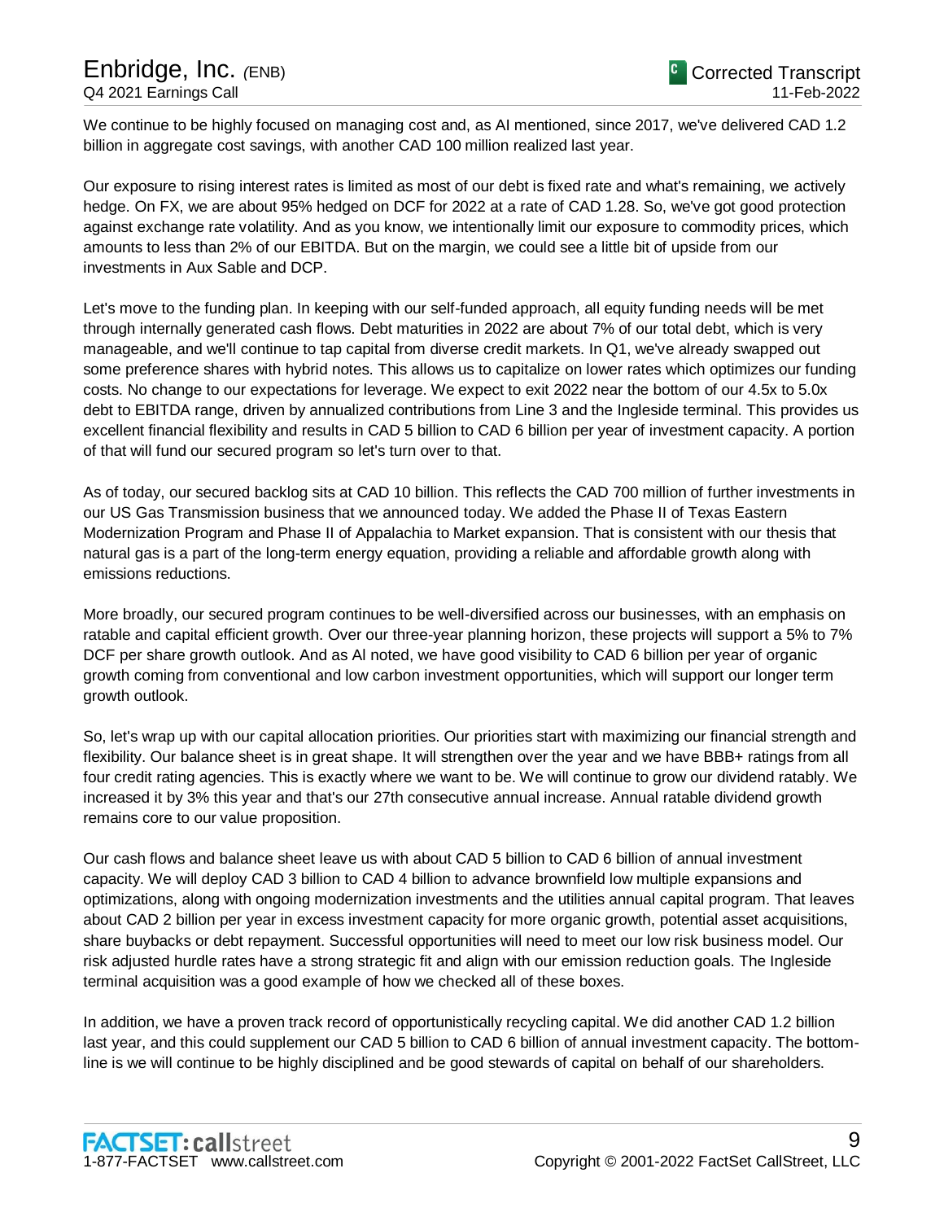We continue to be highly focused on managing cost and, as Al mentioned, since 2017, we've delivered CAD 1.2 billion in aggregate cost savings, with another CAD 100 million realized last year.

Our exposure to rising interest rates is limited as most of our debt is fixed rate and what's remaining, we actively hedge. On FX, we are about 95% hedged on DCF for 2022 at a rate of CAD 1.28. So, we've got good protection against exchange rate volatility. And as you know, we intentionally limit our exposure to commodity prices, which amounts to less than 2% of our EBITDA. But on the margin, we could see a little bit of upside from our investments in Aux Sable and DCP.

Let's move to the funding plan. In keeping with our self-funded approach, all equity funding needs will be met through internally generated cash flows. Debt maturities in 2022 are about 7% of our total debt, which is very manageable, and we'll continue to tap capital from diverse credit markets. In Q1, we've already swapped out some preference shares with hybrid notes. This allows us to capitalize on lower rates which optimizes our funding costs. No change to our expectations for leverage. We expect to exit 2022 near the bottom of our 4.5x to 5.0x debt to EBITDA range, driven by annualized contributions from Line 3 and the Ingleside terminal. This provides us excellent financial flexibility and results in CAD 5 billion to CAD 6 billion per year of investment capacity. A portion of that will fund our secured program so let's turn over to that.

As of today, our secured backlog sits at CAD 10 billion. This reflects the CAD 700 million of further investments in our US Gas Transmission business that we announced today. We added the Phase II of Texas Eastern Modernization Program and Phase II of Appalachia to Market expansion. That is consistent with our thesis that natural gas is a part of the long-term energy equation, providing a reliable and affordable growth along with emissions reductions.

More broadly, our secured program continues to be well-diversified across our businesses, with an emphasis on ratable and capital efficient growth. Over our three-year planning horizon, these projects will support a 5% to 7% DCF per share growth outlook. And as Al noted, we have good visibility to CAD 6 billion per year of organic growth coming from conventional and low carbon investment opportunities, which will support our longer term growth outlook.

So, let's wrap up with our capital allocation priorities. Our priorities start with maximizing our financial strength and flexibility. Our balance sheet is in great shape. It will strengthen over the year and we have BBB+ ratings from all four credit rating agencies. This is exactly where we want to be. We will continue to grow our dividend ratably. We increased it by 3% this year and that's our 27th consecutive annual increase. Annual ratable dividend growth remains core to our value proposition.

Our cash flows and balance sheet leave us with about CAD 5 billion to CAD 6 billion of annual investment capacity. We will deploy CAD 3 billion to CAD 4 billion to advance brownfield low multiple expansions and optimizations, along with ongoing modernization investments and the utilities annual capital program. That leaves about CAD 2 billion per year in excess investment capacity for more organic growth, potential asset acquisitions, share buybacks or debt repayment. Successful opportunities will need to meet our low risk business model. Our risk adjusted hurdle rates have a strong strategic fit and align with our emission reduction goals. The Ingleside terminal acquisition was a good example of how we checked all of these boxes.

In addition, we have a proven track record of opportunistically recycling capital. We did another CAD 1.2 billion last year, and this could supplement our CAD 5 billion to CAD 6 billion of annual investment capacity. The bottom-line is we will continue to be highly disciplined and be good stewards of capital on behalf of our shareholders.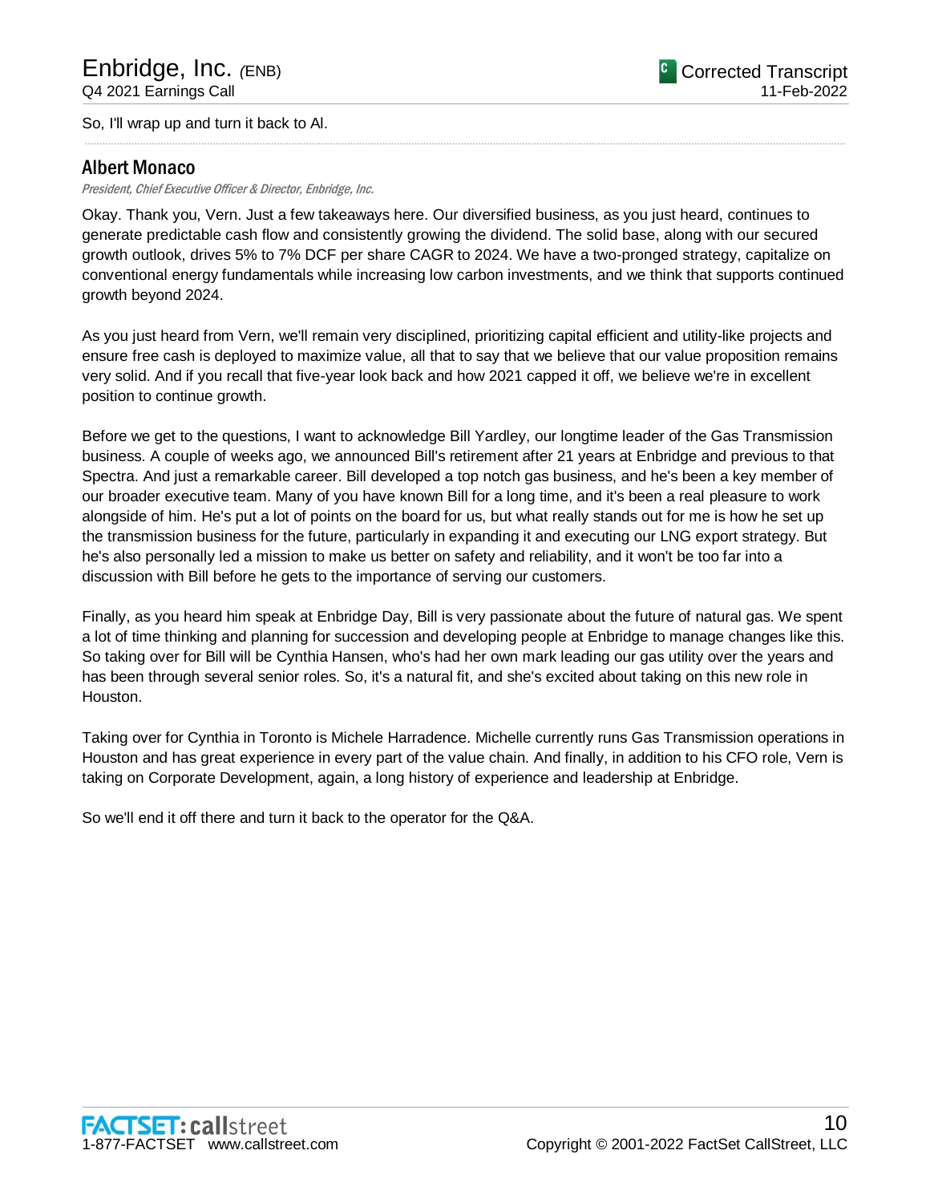So, I'll wrap up and turn it back to Al.

## Albert Monaco

*President, Chief Executive Officer & Director, Enbridge, Inc.*

Okay. Thank you, Vern. Just a few takeaways here. Our diversified business, as you just heard, continues to generate predictable cash flow and consistently growing the dividend. The solid base, along with our secured growth outlook, drives 5% to 7% DCF per share CAGR to 2024. We have a two-pronged strategy, capitalize on conventional energy fundamentals while increasing low carbon investments, and we think that supports continued growth beyond 2024.

As you just heard from Vern, we'll remain very disciplined, prioritizing capital efficient and utility-like projects and ensure free cash is deployed to maximize value, all that to say that we believe that our value proposition remains very solid. And if you recall that five-year look back and how 2021 capped it off, we believe we're in excellent position to continue growth.

Before we get to the questions, I want to acknowledge Bill Yardley, our longtime leader of the Gas Transmission business. A couple of weeks ago, we announced Bill's retirement after 21 years at Enbridge and previous to that Spectra. And just a remarkable career. Bill developed a top notch gas business, and he's been a key member of our broader executive team. Many of you have known Bill for a long time, and it's been a real pleasure to work alongside of him. He's put a lot of points on the board for us, but what really stands out for me is how he set up the transmission business for the future, particularly in expanding it and executing our LNG export strategy. But he's also personally led a mission to make us better on safety and reliability, and it won't be too far into a discussion with Bill before he gets to the importance of serving our customers.

Finally, as you heard him speak at Enbridge Day, Bill is very passionate about the future of natural gas. We spent a lot of time thinking and planning for succession and developing people at Enbridge to manage changes like this. So taking over for Bill will be Cynthia Hansen, who's had her own mark leading our gas utility over the years and has been through several senior roles. So, it's a natural fit, and she's excited about taking on this new role in Houston.

Taking over for Cynthia in Toronto is Michele Harradence. Michelle currently runs Gas Transmission operations in Houston and has great experience in every part of the value chain. And finally, in addition to his CFO role, Vern is taking on Corporate Development, again, a long history of experience and leadership at Enbridge.

So we'll end it off there and turn it back to the operator for the Q&A.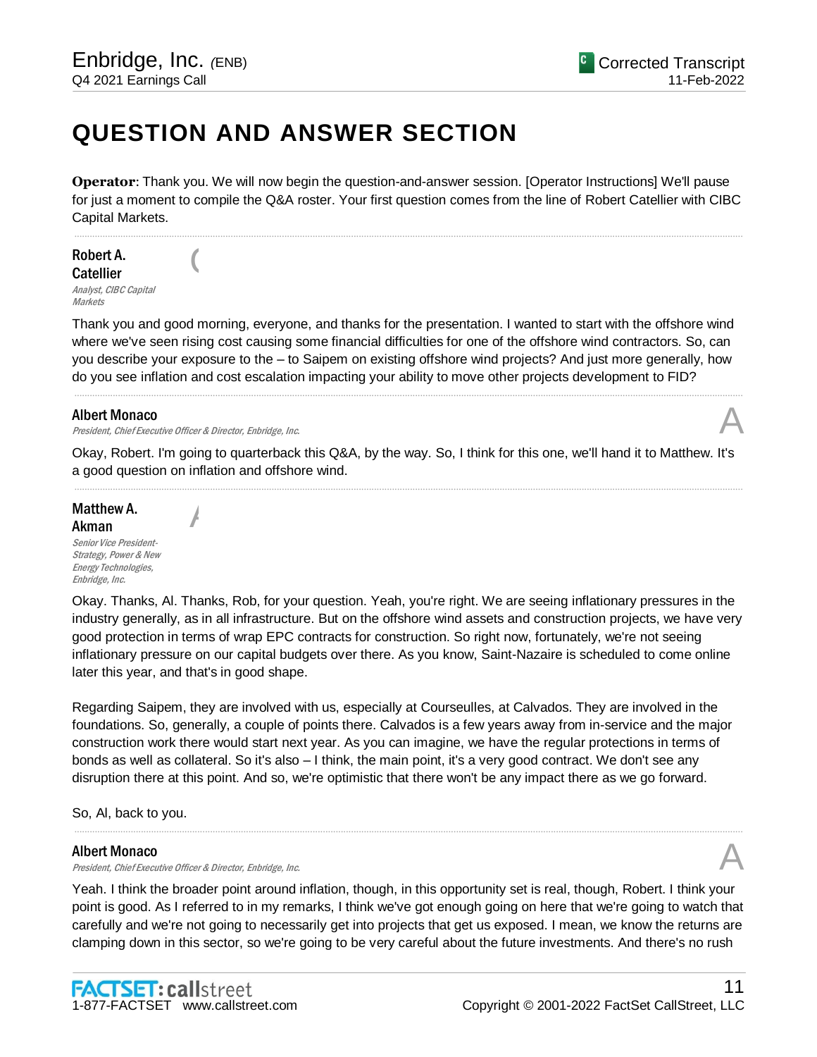# QUESTION AND ANSWER SECTION

**Operator**: Thank you. We will now begin the question-and-answer session. [Operator Instructions] We'll pause for just a moment to compile the Q&A roster. Your first question comes from the line of Robert Catellier with CIBC Capital Markets.

---

**Robert A. Catellier**
*Analyst, CIBC Capital Markets*

Thank you and good morning, everyone, and thanks for the presentation. I wanted to start with the offshore wind where we've seen rising cost causing some financial difficulties for one of the offshore wind contractors. So, can you describe your exposure to the – to Saipem on existing offshore wind projects? And just more generally, how do you see inflation and cost escalation impacting your ability to move other projects development to FID?

---

**Albert Monaco**
*President, Chief Executive Officer & Director, Enbridge, Inc.*

Okay, Robert. I'm going to quarterback this Q&A, by the way. So, I think for this one, we'll hand it to Matthew. It's a good question on inflation and offshore wind.

---

**Matthew A. Akman**
*Senior Vice President-Strategy, Power & New Energy Technologies, Enbridge, Inc.*

Okay. Thanks, Al. Thanks, Rob, for your question. Yeah, you're right. We are seeing inflationary pressures in the industry generally, as in all infrastructure. But on the offshore wind assets and construction projects, we have very good protection in terms of wrap EPC contracts for construction. So right now, fortunately, we're not seeing inflationary pressure on our capital budgets over there. As you know, Saint-Nazaire is scheduled to come online later this year, and that's in good shape.

Regarding Saipem, they are involved with us, especially at Courseulles, at Calvados. They are involved in the foundations. So, generally, a couple of points there. Calvados is a few years away from in-service and the major construction work there would start next year. As you can imagine, we have the regular protections in terms of bonds as well as collateral. So it's also – I think, the main point, it's a very good contract. We don't see any disruption there at this point. And so, we're optimistic that there won't be any impact there as we go forward.

So, Al, back to you.

---

**Albert Monaco**
*President, Chief Executive Officer & Director, Enbridge, Inc.*

Yeah. I think the broader point around inflation, though, in this opportunity set is real, though, Robert. I think your point is good. As I referred to in my remarks, I think we've got enough going on here that we're going to watch that carefully and we're not going to necessarily get into projects that get us exposed. I mean, we know the returns are clamping down in this sector, so we're going to be very careful about the future investments. And there's no rush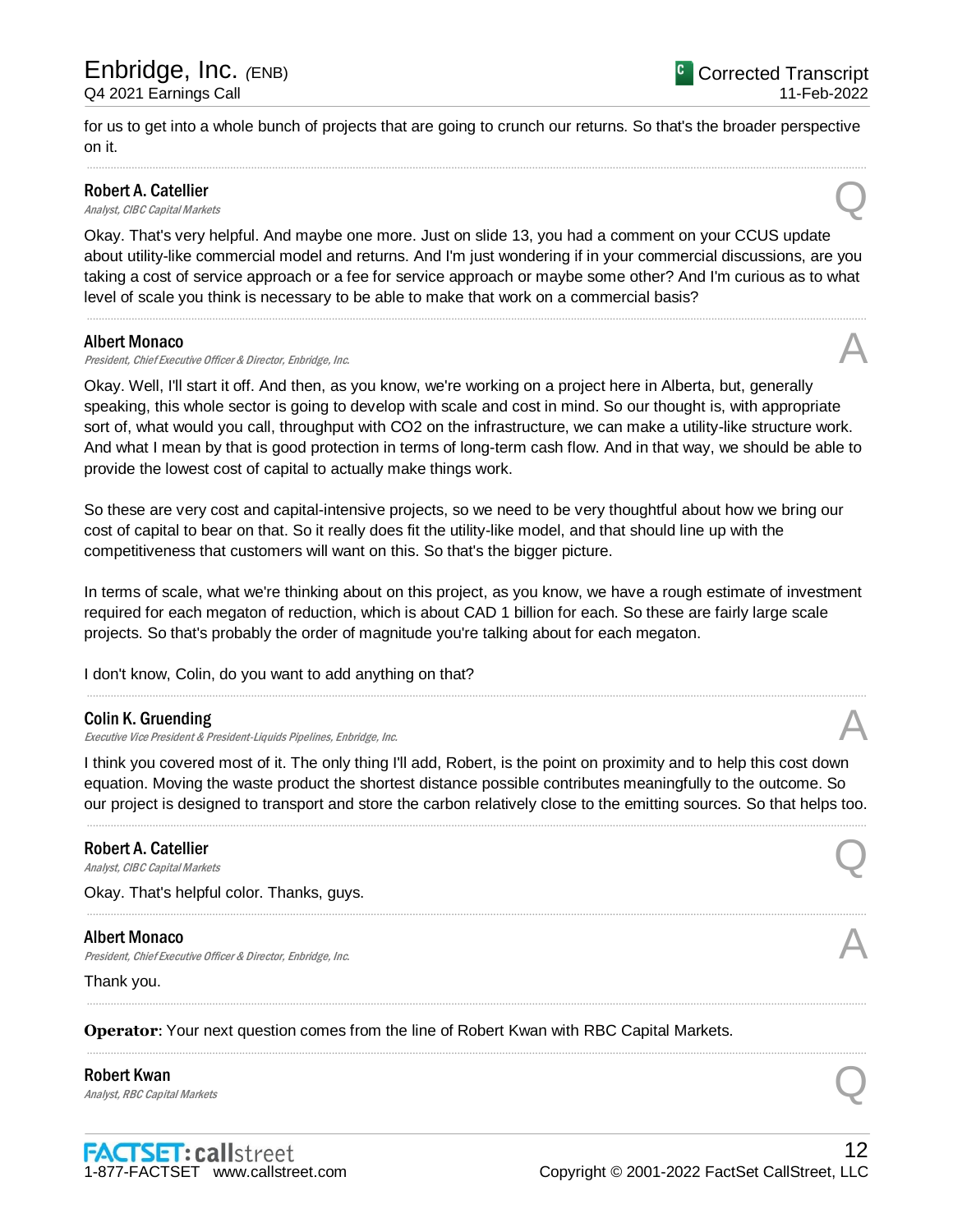for us to get into a whole bunch of projects that are going to crunch our returns. So that's the broader perspective on it.

---

**Robert A. Catellier**
*Analyst, CIBC Capital Markets*

Q

Okay. That's very helpful. And maybe one more. Just on slide 13, you had a comment on your CCUS update about utility-like commercial model and returns. And I'm just wondering if in your commercial discussions, are you taking a cost of service approach or a fee for service approach or maybe some other? And I'm curious as to what level of scale you think is necessary to be able to make that work on a commercial basis?

---

**Albert Monaco**
*President, Chief Executive Officer & Director, Enbridge, Inc.*

A

Okay. Well, I'll start it off. And then, as you know, we're working on a project here in Alberta, but, generally speaking, this whole sector is going to develop with scale and cost in mind. So our thought is, with appropriate sort of, what would you call, throughput with $CO_2$ on the infrastructure, we can make a utility-like structure work. And what I mean by that is good protection in terms of long-term cash flow. And in that way, we should be able to provide the lowest cost of capital to actually make things work.

So these are very cost and capital-intensive projects, so we need to be very thoughtful about how we bring our cost of capital to bear on that. So it really does fit the utility-like model, and that should line up with the competitiveness that customers will want on this. So that's the bigger picture.

In terms of scale, what we're thinking about on this project, as you know, we have a rough estimate of investment required for each megaton of reduction, which is about CAD 1 billion for each. So these are fairly large scale projects. So that's probably the order of magnitude you're talking about for each megaton.

I don't know, Colin, do you want to add anything on that?

---

**Colin K. Gruending**
*Executive Vice President & President-Liquids Pipelines, Enbridge, Inc.*

A

I think you covered most of it. The only thing I'll add, Robert, is the point on proximity and to help this cost down equation. Moving the waste product the shortest distance possible contributes meaningfully to the outcome. So our project is designed to transport and store the carbon relatively close to the emitting sources. So that helps too.

---

**Robert A. Catellier**
*Analyst, CIBC Capital Markets*

Q

Okay. That's helpful color. Thanks, guys.

---

**Albert Monaco**
*President, Chief Executive Officer & Director, Enbridge, Inc.*

A

Thank you.

---

**Operator**: Your next question comes from the line of Robert Kwan with RBC Capital Markets.

---

**Robert Kwan**
*Analyst, RBC Capital Markets*

Q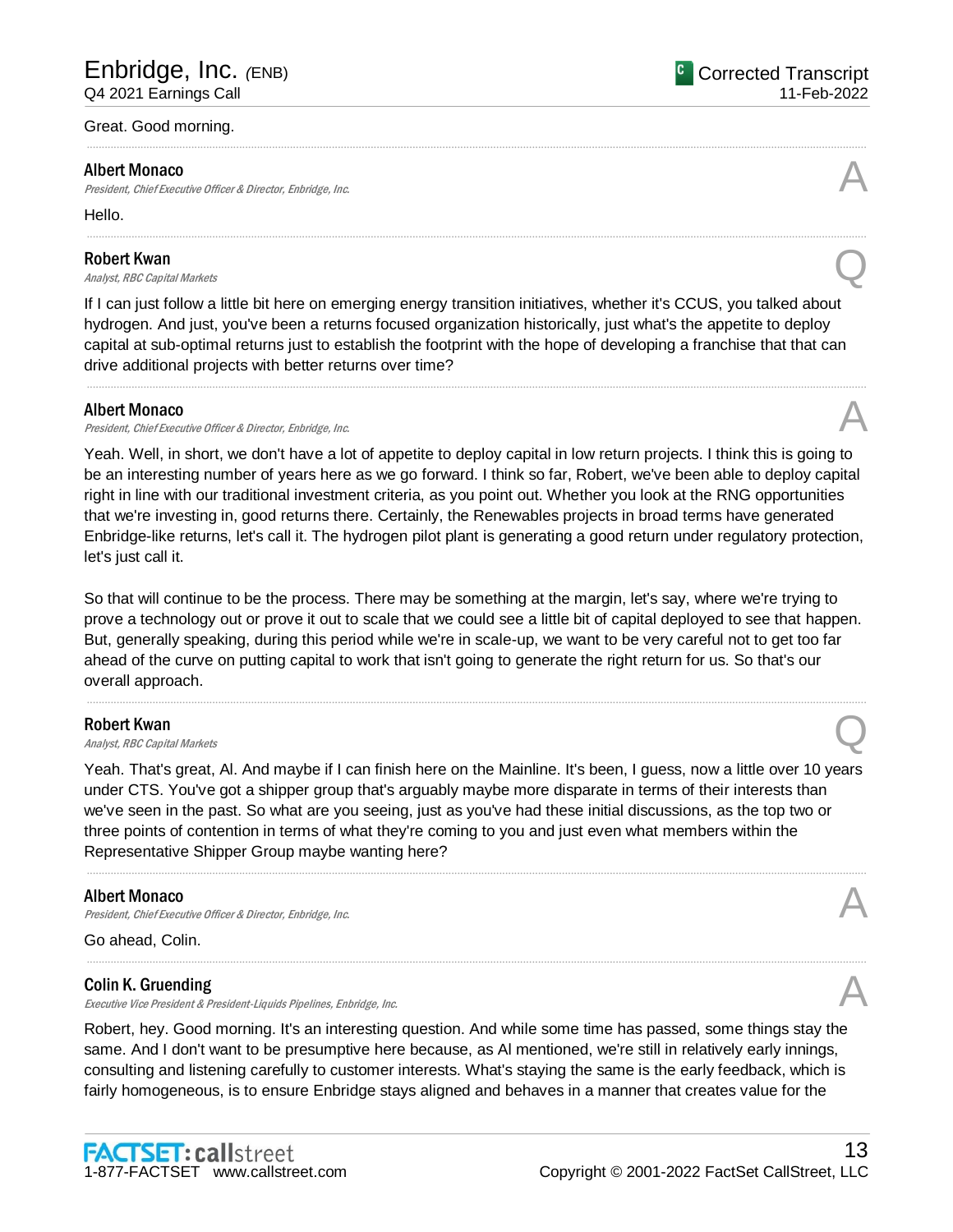Great. Good morning.

---

**Albert Monaco**
*President, Chief Executive Officer & Director, Enbridge, Inc.*

A

Hello.

---

**Robert Kwan**
*Analyst, RBC Capital Markets*

Q

If I can just follow a little bit here on emerging energy transition initiatives, whether it's CCUS, you talked about hydrogen. And just, you've been a returns focused organization historically, just what's the appetite to deploy capital at sub-optimal returns just to establish the footprint with the hope of developing a franchise that that can drive additional projects with better returns over time?

---

**Albert Monaco**
*President, Chief Executive Officer & Director, Enbridge, Inc.*

A

Yeah. Well, in short, we don't have a lot of appetite to deploy capital in low return projects. I think this is going to be an interesting number of years here as we go forward. I think so far, Robert, we've been able to deploy capital right in line with our traditional investment criteria, as you point out. Whether you look at the RNG opportunities that we're investing in, good returns there. Certainly, the Renewables projects in broad terms have generated Enbridge-like returns, let's call it. The hydrogen pilot plant is generating a good return under regulatory protection, let's just call it.

So that will continue to be the process. There may be something at the margin, let's say, where we're trying to prove a technology out or prove it out to scale that we could see a little bit of capital deployed to see that happen. But, generally speaking, during this period while we're in scale-up, we want to be very careful not to get too far ahead of the curve on putting capital to work that isn't going to generate the right return for us. So that's our overall approach.

---

**Robert Kwan**
*Analyst, RBC Capital Markets*

Q

Yeah. That's great, Al. And maybe if I can finish here on the Mainline. It's been, I guess, now a little over 10 years under CTS. You've got a shipper group that's arguably maybe more disparate in terms of their interests than we've seen in the past. So what are you seeing, just as you've had these initial discussions, as the top two or three points of contention in terms of what they're coming to you and just even what members within the Representative Shipper Group maybe wanting here?

---

**Albert Monaco**
*President, Chief Executive Officer & Director, Enbridge, Inc.*

A

Go ahead, Colin.

---

**Colin K. Gruending**
*Executive Vice President & President-Liquids Pipelines, Enbridge, Inc.*

A

Robert, hey. Good morning. It's an interesting question. And while some time has passed, some things stay the same. And I don't want to be presumptive here because, as Al mentioned, we're still in relatively early innings, consulting and listening carefully to customer interests. What's staying the same is the early feedback, which is fairly homogeneous, is to ensure Enbridge stays aligned and behaves in a manner that creates value for the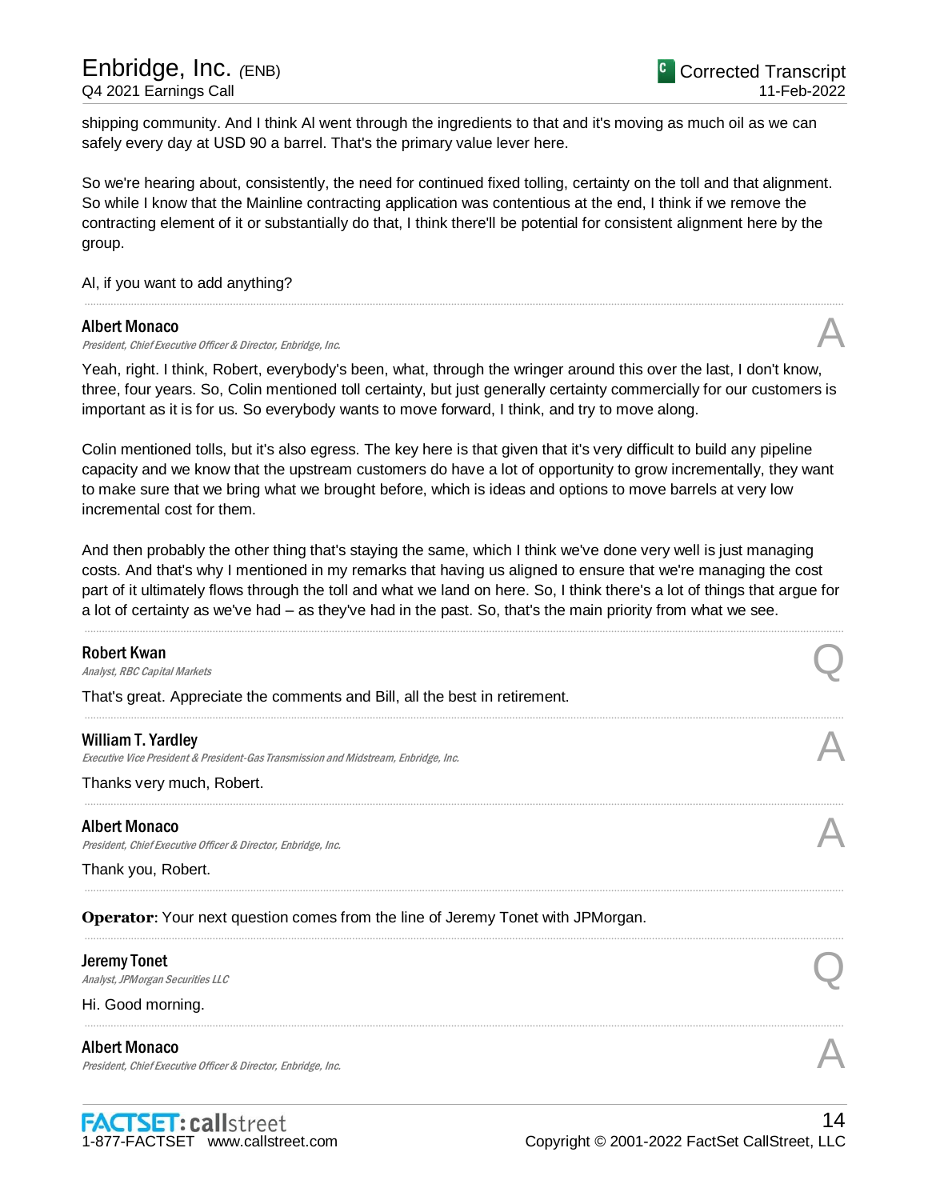shipping community. And I think Al went through the ingredients to that and it's moving as much oil as we can safely every day at USD 90 a barrel. That's the primary value lever here.

So we're hearing about, consistently, the need for continued fixed tolling, certainty on the toll and that alignment. So while I know that the Mainline contracting application was contentious at the end, I think if we remove the contracting element of it or substantially do that, I think there'll be potential for consistent alignment here by the group.

Al, if you want to add anything?

---

**Albert Monaco**
*President, Chief Executive Officer & Director, Enbridge, Inc.*

A

Yeah, right. I think, Robert, everybody's been, what, through the wringer around this over the last, I don't know, three, four years. So, Colin mentioned toll certainty, but just generally certainty commercially for our customers is important as it is for us. So everybody wants to move forward, I think, and try to move along.

Colin mentioned tolls, but it's also egress. The key here is that given that it's very difficult to build any pipeline capacity and we know that the upstream customers do have a lot of opportunity to grow incrementally, they want to make sure that we bring what we brought before, which is ideas and options to move barrels at very low incremental cost for them.

And then probably the other thing that's staying the same, which I think we've done very well is just managing costs. And that's why I mentioned in my remarks that having us aligned to ensure that we're managing the cost part of it ultimately flows through the toll and what we land on here. So, I think there's a lot of things that argue for a lot of certainty as we've had – as they've had in the past. So, that's the main priority from what we see.

---

**Robert Kwan**
*Analyst, RBC Capital Markets*

Q

That's great. Appreciate the comments and Bill, all the best in retirement.

---

**William T. Yardley**
*Executive Vice President & President-Gas Transmission and Midstream, Enbridge, Inc.*

A

Thanks very much, Robert.

---

**Albert Monaco**
*President, Chief Executive Officer & Director, Enbridge, Inc.*

A

Thank you, Robert.

---

**Operator**: Your next question comes from the line of Jeremy Tonet with JPMorgan.

---

**Jeremy Tonet**
*Analyst, JPMorgan Securities LLC*

Q

Hi. Good morning.

---

**Albert Monaco**
*President, Chief Executive Officer & Director, Enbridge, Inc.*

A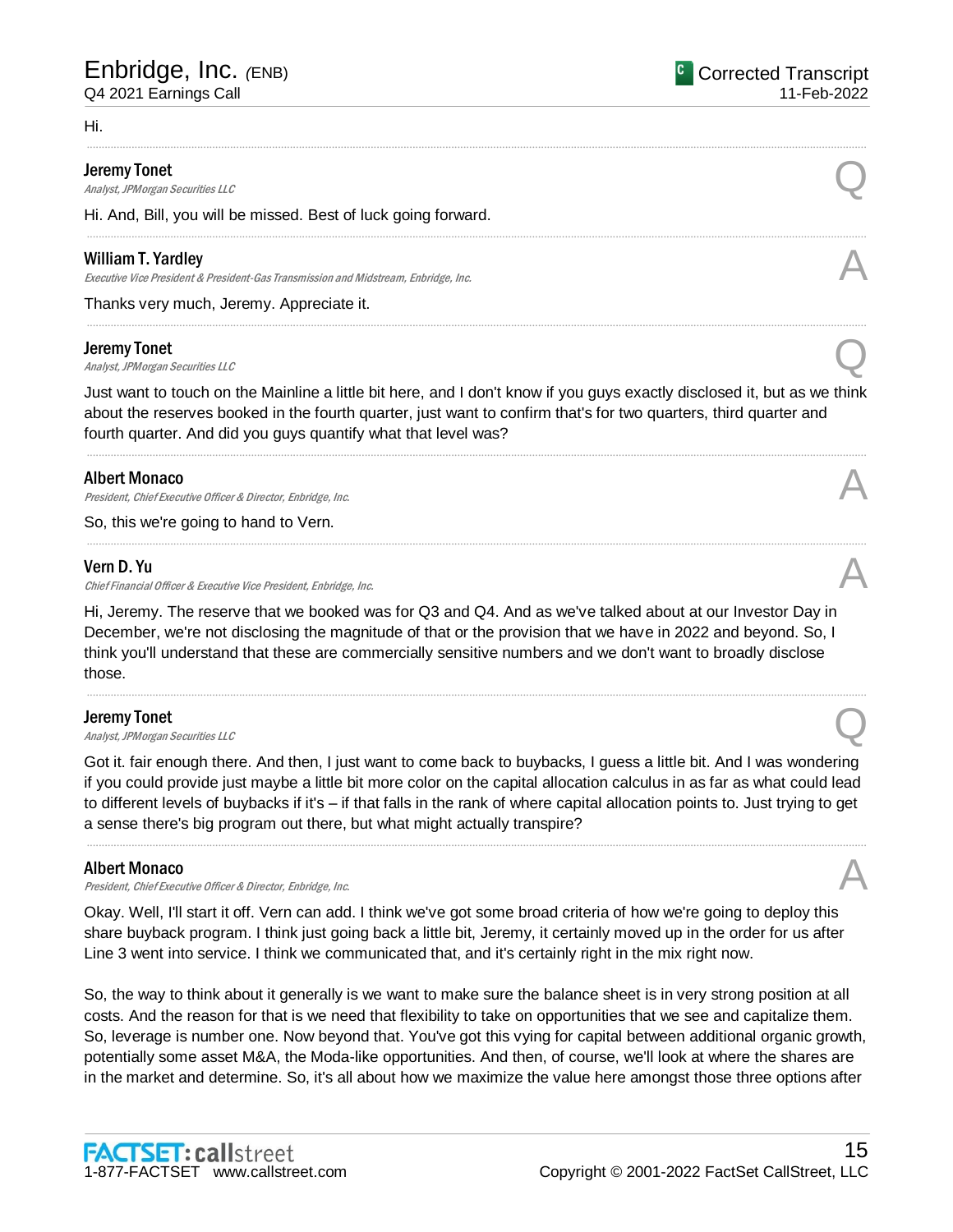Hi.

---

**Jeremy Tonet**
*Analyst, JPMorgan Securities LLC* **Q**

Hi. And, Bill, you will be missed. Best of luck going forward.

---

**William T. Yardley**
*Executive Vice President & President-Gas Transmission and Midstream, Enbridge, Inc.* **A**

Thanks very much, Jeremy. Appreciate it.

---

**Jeremy Tonet**
*Analyst, JPMorgan Securities LLC* **Q**

Just want to touch on the Mainline a little bit here, and I don't know if you guys exactly disclosed it, but as we think about the reserves booked in the fourth quarter, just want to confirm that's for two quarters, third quarter and fourth quarter. And did you guys quantify what that level was?

---

**Albert Monaco**
*President, Chief Executive Officer & Director, Enbridge, Inc.* **A**

So, this we're going to hand to Vern.

---

**Vern D. Yu**
*Chief Financial Officer & Executive Vice President, Enbridge, Inc.* **A**

Hi, Jeremy. The reserve that we booked was for Q3 and Q4. And as we've talked about at our Investor Day in December, we're not disclosing the magnitude of that or the provision that we have in 2022 and beyond. So, I think you'll understand that these are commercially sensitive numbers and we don't want to broadly disclose those.

---

**Jeremy Tonet**
*Analyst, JPMorgan Securities LLC* **Q**

Got it. fair enough there. And then, I just want to come back to buybacks, I guess a little bit. And I was wondering if you could provide just maybe a little bit more color on the capital allocation calculus in as far as what could lead to different levels of buybacks if it's – if that falls in the rank of where capital allocation points to. Just trying to get a sense there's big program out there, but what might actually transpire?

---

**Albert Monaco**
*President, Chief Executive Officer & Director, Enbridge, Inc.* **A**

Okay. Well, I'll start it off. Vern can add. I think we've got some broad criteria of how we're going to deploy this share buyback program. I think just going back a little bit, Jeremy, it certainly moved up in the order for us after Line 3 went into service. I think we communicated that, and it's certainly right in the mix right now.

So, the way to think about it generally is we want to make sure the balance sheet is in very strong position at all costs. And the reason for that is we need that flexibility to take on opportunities that we see and capitalize them. So, leverage is number one. Now beyond that. You've got this vying for capital between additional organic growth, potentially some asset M&A, the Moda-like opportunities. And then, of course, we'll look at where the shares are in the market and determine. So, it's all about how we maximize the value here amongst those three options after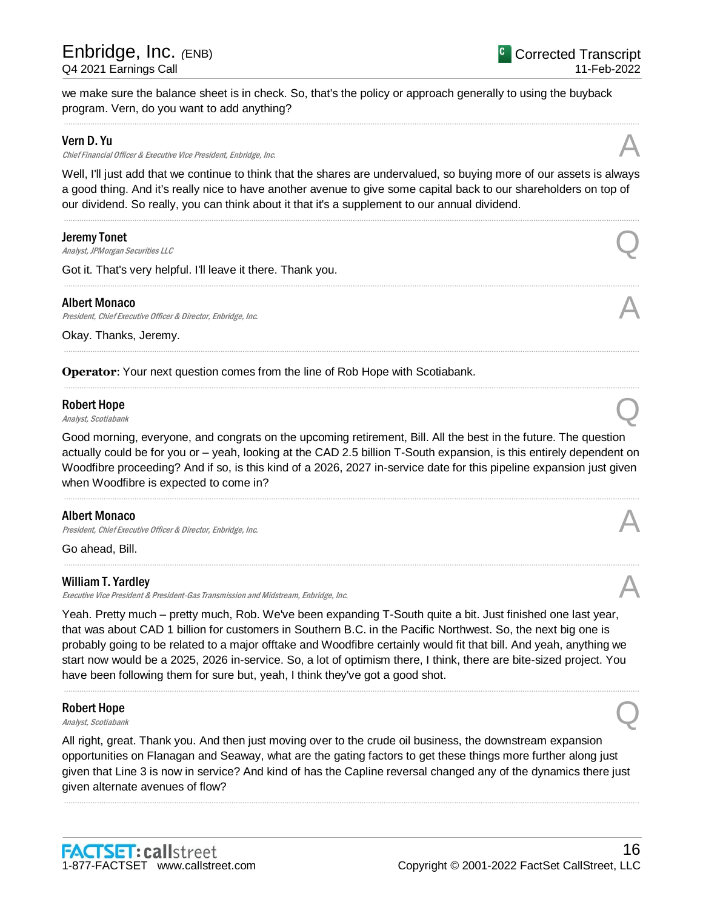we make sure the balance sheet is in check. So, that's the policy or approach generally to using the buyback program. Vern, do you want to add anything?

---

**Vern D. Yu**
*Chief Financial Officer & Executive Vice President, Enbridge, Inc.* **A**

Well, I'll just add that we continue to think that the shares are undervalued, so buying more of our assets is always a good thing. And it's really nice to have another avenue to give some capital back to our shareholders on top of our dividend. So really, you can think about it that it's a supplement to our annual dividend.

---

**Jeremy Tonet**
*Analyst, JPMorgan Securities LLC* **Q**

Got it. That's very helpful. I'll leave it there. Thank you.

---

**Albert Monaco**
*President, Chief Executive Officer & Director, Enbridge, Inc.* **A**

Okay. Thanks, Jeremy.

---

**Operator**: Your next question comes from the line of Rob Hope with Scotiabank.

---

**Robert Hope**
*Analyst, Scotiabank* **Q**

Good morning, everyone, and congrats on the upcoming retirement, Bill. All the best in the future. The question actually could be for you or – yeah, looking at the CAD 2.5 billion T-South expansion, is this entirely dependent on Woodfibre proceeding? And if so, is this kind of a 2026, 2027 in-service date for this pipeline expansion just given when Woodfibre is expected to come in?

---

**Albert Monaco**
*President, Chief Executive Officer & Director, Enbridge, Inc.* **A**

Go ahead, Bill.

---

**William T. Yardley**
*Executive Vice President & President-Gas Transmission and Midstream, Enbridge, Inc.* **A**

Yeah. Pretty much – pretty much, Rob. We've been expanding T-South quite a bit. Just finished one last year, that was about CAD 1 billion for customers in Southern B.C. in the Pacific Northwest. So, the next big one is probably going to be related to a major offtake and Woodfibre certainly would fit that bill. And yeah, anything we start now would be a 2025, 2026 in-service. So, a lot of optimism there, I think, there are bite-sized project. You have been following them for sure but, yeah, I think they've got a good shot.

---

**Robert Hope**
*Analyst, Scotiabank* **Q**

All right, great. Thank you. And then just moving over to the crude oil business, the downstream expansion opportunities on Flanagan and Seaway, what are the gating factors to get these things more further along just given that Line 3 is now in service? And kind of has the Capline reversal changed any of the dynamics there just given alternate avenues of flow?

---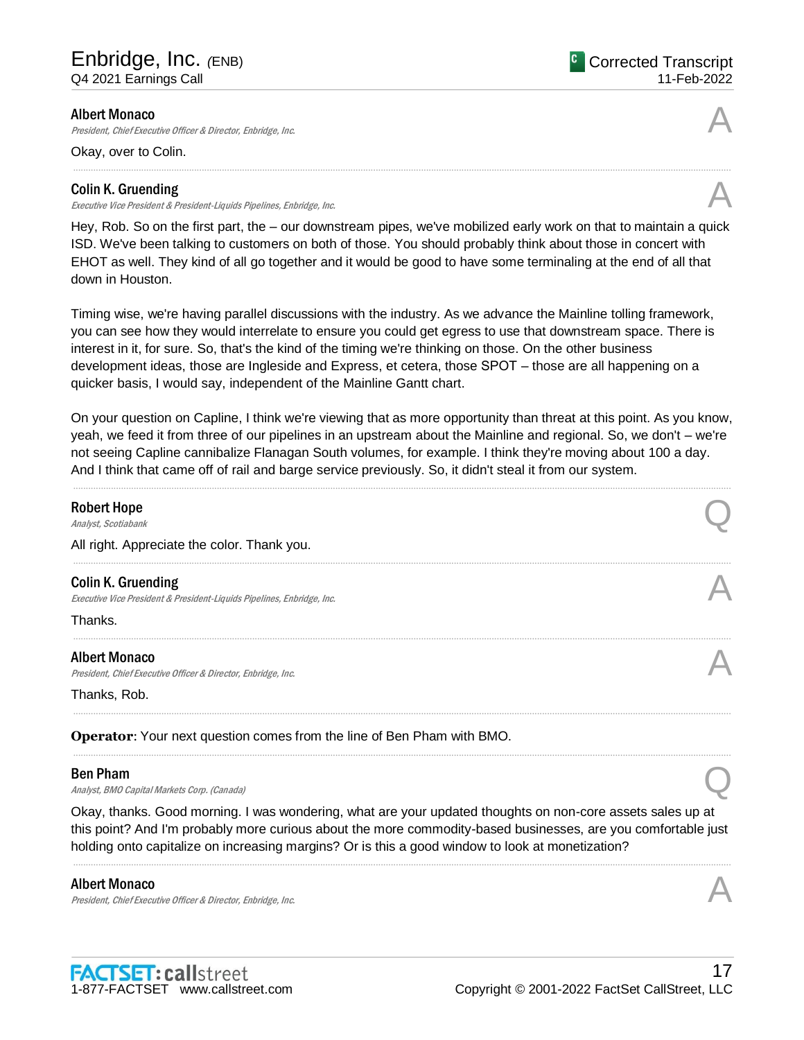**Albert Monaco**
*President, Chief Executive Officer & Director, Enbridge, Inc.* A

Okay, over to Colin.

---

**Colin K. Gruending**
*Executive Vice President & President-Liquids Pipelines, Enbridge, Inc.* A

Hey, Rob. So on the first part, the – our downstream pipes, we've mobilized early work on that to maintain a quick ISD. We've been talking to customers on both of those. You should probably think about those in concert with EHOT as well. They kind of all go together and it would be good to have some terminaling at the end of all that down in Houston.

Timing wise, we're having parallel discussions with the industry. As we advance the Mainline tolling framework, you can see how they would interrelate to ensure you could get egress to use that downstream space. There is interest in it, for sure. So, that's the kind of the timing we're thinking on those. On the other business development ideas, those are Ingleside and Express, et cetera, those SPOT – those are all happening on a quicker basis, I would say, independent of the Mainline Gantt chart.

On your question on Capline, I think we're viewing that as more opportunity than threat at this point. As you know, yeah, we feed it from three of our pipelines in an upstream about the Mainline and regional. So, we don't – we're not seeing Capline cannibalize Flanagan South volumes, for example. I think they're moving about 100 a day. And I think that came off of rail and barge service previously. So, it didn't steal it from our system.

---

**Robert Hope**
*Analyst, Scotiabank* Q

All right. Appreciate the color. Thank you.

---

**Colin K. Gruending**
*Executive Vice President & President-Liquids Pipelines, Enbridge, Inc.* A

Thanks.

---

**Albert Monaco**
*President, Chief Executive Officer & Director, Enbridge, Inc.* A

Thanks, Rob.

---

**Operator**: Your next question comes from the line of Ben Pham with BMO.

---

**Ben Pham**
*Analyst, BMO Capital Markets Corp. (Canada)* Q

Okay, thanks. Good morning. I was wondering, what are your updated thoughts on non-core assets sales up at this point? And I'm probably more curious about the more commodity-based businesses, are you comfortable just holding onto capitalize on increasing margins? Or is this a good window to look at monetization?

---

**Albert Monaco**
*President, Chief Executive Officer & Director, Enbridge, Inc.* A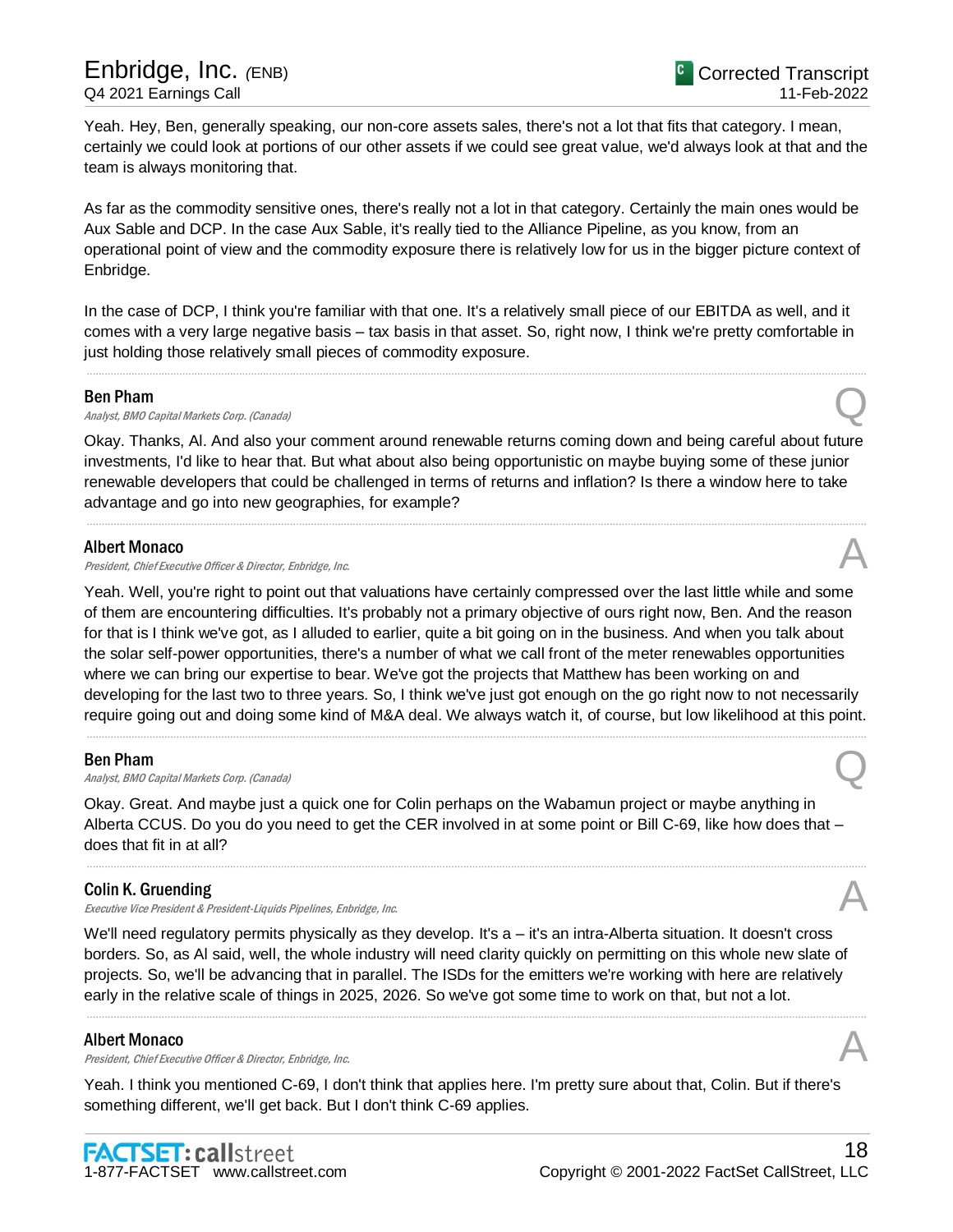Yeah. Hey, Ben, generally speaking, our non-core assets sales, there's not a lot that fits that category. I mean, certainly we could look at portions of our other assets if we could see great value, we'd always look at that and the team is always monitoring that.

As far as the commodity sensitive ones, there's really not a lot in that category. Certainly the main ones would be Aux Sable and DCP. In the case Aux Sable, it's really tied to the Alliance Pipeline, as you know, from an operational point of view and the commodity exposure there is relatively low for us in the bigger picture context of Enbridge.

In the case of DCP, I think you're familiar with that one. It's a relatively small piece of our EBITDA as well, and it comes with a very large negative basis – tax basis in that asset. So, right now, I think we're pretty comfortable in just holding those relatively small pieces of commodity exposure.

---

**Ben Pham**
*Analyst, BMO Capital Markets Corp. (Canada)*

**Q**

Okay. Thanks, Al. And also your comment around renewable returns coming down and being careful about future investments, I'd like to hear that. But what about also being opportunistic on maybe buying some of these junior renewable developers that could be challenged in terms of returns and inflation? Is there a window here to take advantage and go into new geographies, for example?

---

**Albert Monaco**
*President, Chief Executive Officer & Director, Enbridge, Inc.*

**A**

Yeah. Well, you're right to point out that valuations have certainly compressed over the last little while and some of them are encountering difficulties. It's probably not a primary objective of ours right now, Ben. And the reason for that is I think we've got, as I alluded to earlier, quite a bit going on in the business. And when you talk about the solar self-power opportunities, there's a number of what we call front of the meter renewables opportunities where we can bring our expertise to bear. We've got the projects that Matthew has been working on and developing for the last two to three years. So, I think we've just got enough on the go right now to not necessarily require going out and doing some kind of M&A deal. We always watch it, of course, but low likelihood at this point.

---

**Ben Pham**
*Analyst, BMO Capital Markets Corp. (Canada)*

**Q**

Okay. Great. And maybe just a quick one for Colin perhaps on the Wabamun project or maybe anything in Alberta CCUS. Do you do you need to get the CER involved in at some point or Bill C-69, like how does that – does that fit in at all?

---

**Colin K. Gruending**
*Executive Vice President & President-Liquids Pipelines, Enbridge, Inc.*

**A**

We'll need regulatory permits physically as they develop. It's a – it's an intra-Alberta situation. It doesn't cross borders. So, as Al said, well, the whole industry will need clarity quickly on permitting on this whole new slate of projects. So, we'll be advancing that in parallel. The ISDs for the emitters we're working with here are relatively early in the relative scale of things in 2025, 2026. So we've got some time to work on that, but not a lot.

---

**Albert Monaco**
*President, Chief Executive Officer & Director, Enbridge, Inc.*

**A**

Yeah. I think you mentioned C-69, I don't think that applies here. I'm pretty sure about that, Colin. But if there's something different, we'll get back. But I don't think C-69 applies.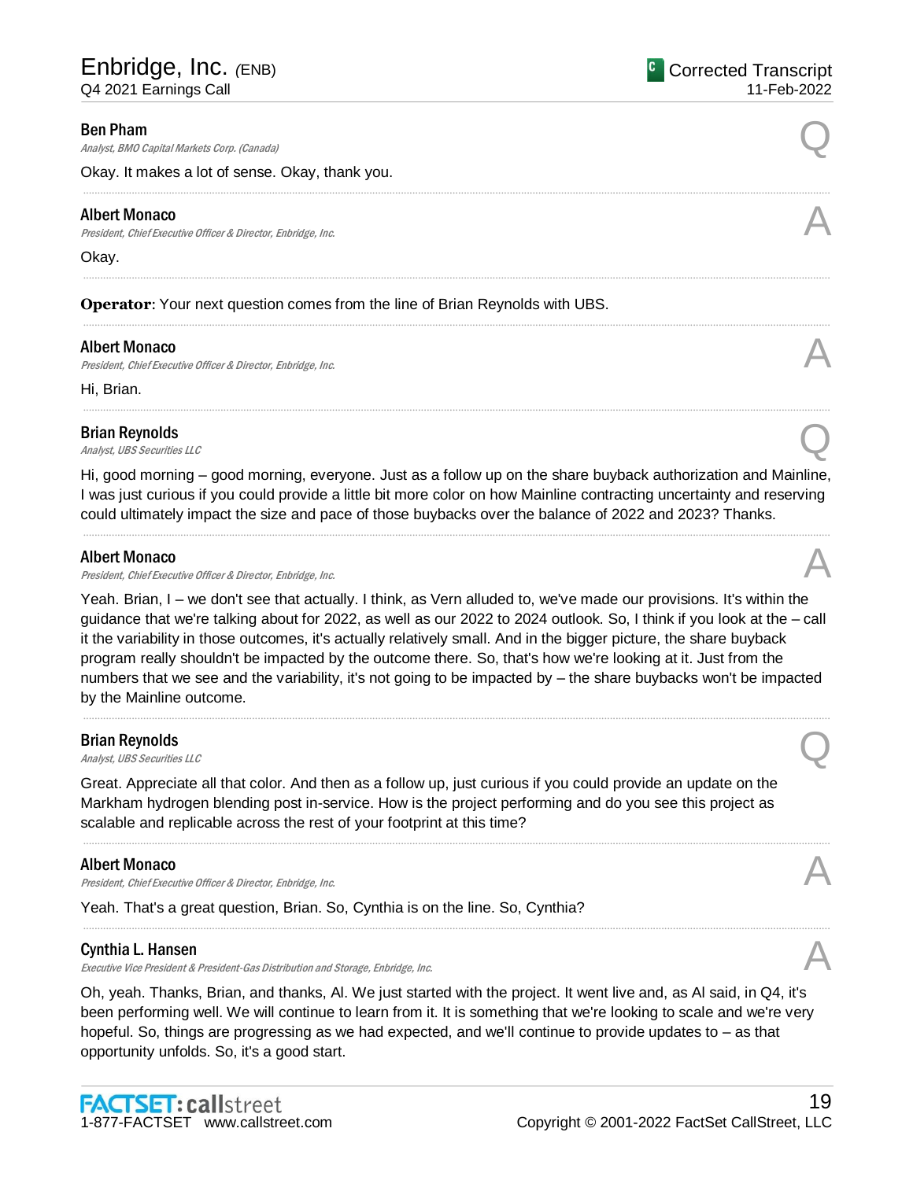**Ben Pham**
*Analyst, BMO Capital Markets Corp. (Canada)*

Q

Okay. It makes a lot of sense. Okay, thank you.

---

**Albert Monaco**
*President, Chief Executive Officer & Director, Enbridge, Inc.*

A

Okay.

---

**Operator**: Your next question comes from the line of Brian Reynolds with UBS.

---

**Albert Monaco**
*President, Chief Executive Officer & Director, Enbridge, Inc.*

A

Hi, Brian.

---

**Brian Reynolds**
*Analyst, UBS Securities LLC*

Q

Hi, good morning – good morning, everyone. Just as a follow up on the share buyback authorization and Mainline, I was just curious if you could provide a little bit more color on how Mainline contracting uncertainty and reserving could ultimately impact the size and pace of those buybacks over the balance of 2022 and 2023? Thanks.

---

**Albert Monaco**
*President, Chief Executive Officer & Director, Enbridge, Inc.*

A

Yeah. Brian, I – we don't see that actually. I think, as Vern alluded to, we've made our provisions. It's within the guidance that we're talking about for 2022, as well as our 2022 to 2024 outlook. So, I think if you look at the – call it the variability in those outcomes, it's actually relatively small. And in the bigger picture, the share buyback program really shouldn't be impacted by the outcome there. So, that's how we're looking at it. Just from the numbers that we see and the variability, it's not going to be impacted by – the share buybacks won't be impacted by the Mainline outcome.

---

**Brian Reynolds**
*Analyst, UBS Securities LLC*

Q

Great. Appreciate all that color. And then as a follow up, just curious if you could provide an update on the Markham hydrogen blending post in-service. How is the project performing and do you see this project as scalable and replicable across the rest of your footprint at this time?

---

**Albert Monaco**
*President, Chief Executive Officer & Director, Enbridge, Inc.*

A

Yeah. That's a great question, Brian. So, Cynthia is on the line. So, Cynthia?

---

**Cynthia L. Hansen**
*Executive Vice President & President-Gas Distribution and Storage, Enbridge, Inc.*

A

Oh, yeah. Thanks, Brian, and thanks, Al. We just started with the project. It went live and, as Al said, in Q4, it's been performing well. We will continue to learn from it. It is something that we're looking to scale and we're very hopeful. So, things are progressing as we had expected, and we'll continue to provide updates to – as that opportunity unfolds. So, it's a good start.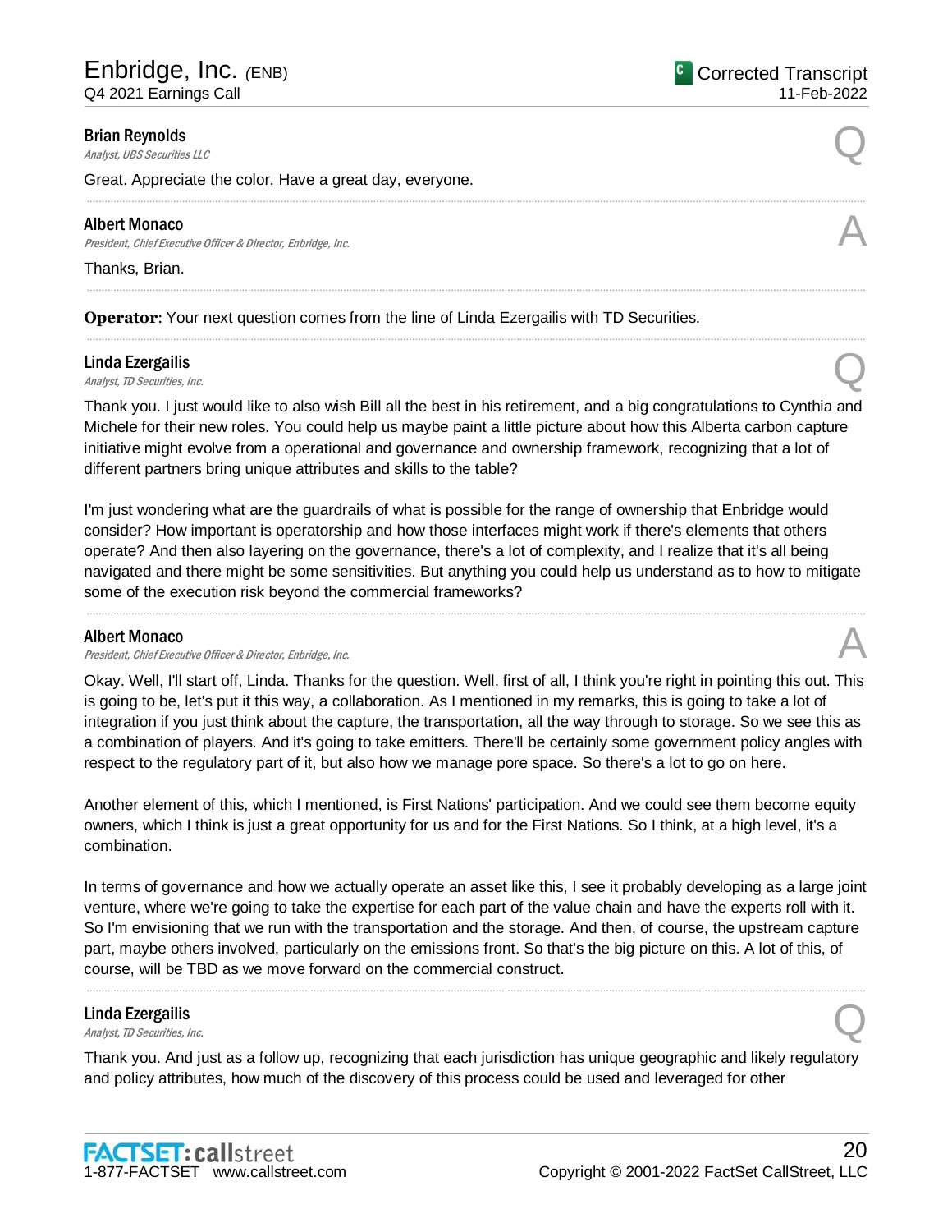**Brian Reynolds**
*Analyst, UBS Securities LLC*

Q

Great. Appreciate the color. Have a great day, everyone.

---

**Albert Monaco**
*President, Chief Executive Officer & Director, Enbridge, Inc.*

A

Thanks, Brian.

---

**Operator**: Your next question comes from the line of Linda Ezergailis with TD Securities.

---

**Linda Ezergailis**
*Analyst, TD Securities, Inc.*

Q

Thank you. I just would like to also wish Bill all the best in his retirement, and a big congratulations to Cynthia and Michele for their new roles. You could help us maybe paint a little picture about how this Alberta carbon capture initiative might evolve from a operational and governance and ownership framework, recognizing that a lot of different partners bring unique attributes and skills to the table?

I'm just wondering what are the guardrails of what is possible for the range of ownership that Enbridge would consider? How important is operatorship and how those interfaces might work if there's elements that others operate? And then also layering on the governance, there's a lot of complexity, and I realize that it's all being navigated and there might be some sensitivities. But anything you could help us understand as to how to mitigate some of the execution risk beyond the commercial frameworks?

---

**Albert Monaco**
*President, Chief Executive Officer & Director, Enbridge, Inc.*

A

Okay. Well, I'll start off, Linda. Thanks for the question. Well, first of all, I think you're right in pointing this out. This is going to be, let's put it this way, a collaboration. As I mentioned in my remarks, this is going to take a lot of integration if you just think about the capture, the transportation, all the way through to storage. So we see this as a combination of players. And it's going to take emitters. There'll be certainly some government policy angles with respect to the regulatory part of it, but also how we manage pore space. So there's a lot to go on here.

Another element of this, which I mentioned, is First Nations' participation. And we could see them become equity owners, which I think is just a great opportunity for us and for the First Nations. So I think, at a high level, it's a combination.

In terms of governance and how we actually operate an asset like this, I see it probably developing as a large joint venture, where we're going to take the expertise for each part of the value chain and have the experts roll with it. So I'm envisioning that we run with the transportation and the storage. And then, of course, the upstream capture part, maybe others involved, particularly on the emissions front. So that's the big picture on this. A lot of this, of course, will be TBD as we move forward on the commercial construct.

---

**Linda Ezergailis**
*Analyst, TD Securities, Inc.*

Q

Thank you. And just as a follow up, recognizing that each jurisdiction has unique geographic and likely regulatory and policy attributes, how much of the discovery of this process could be used and leveraged for other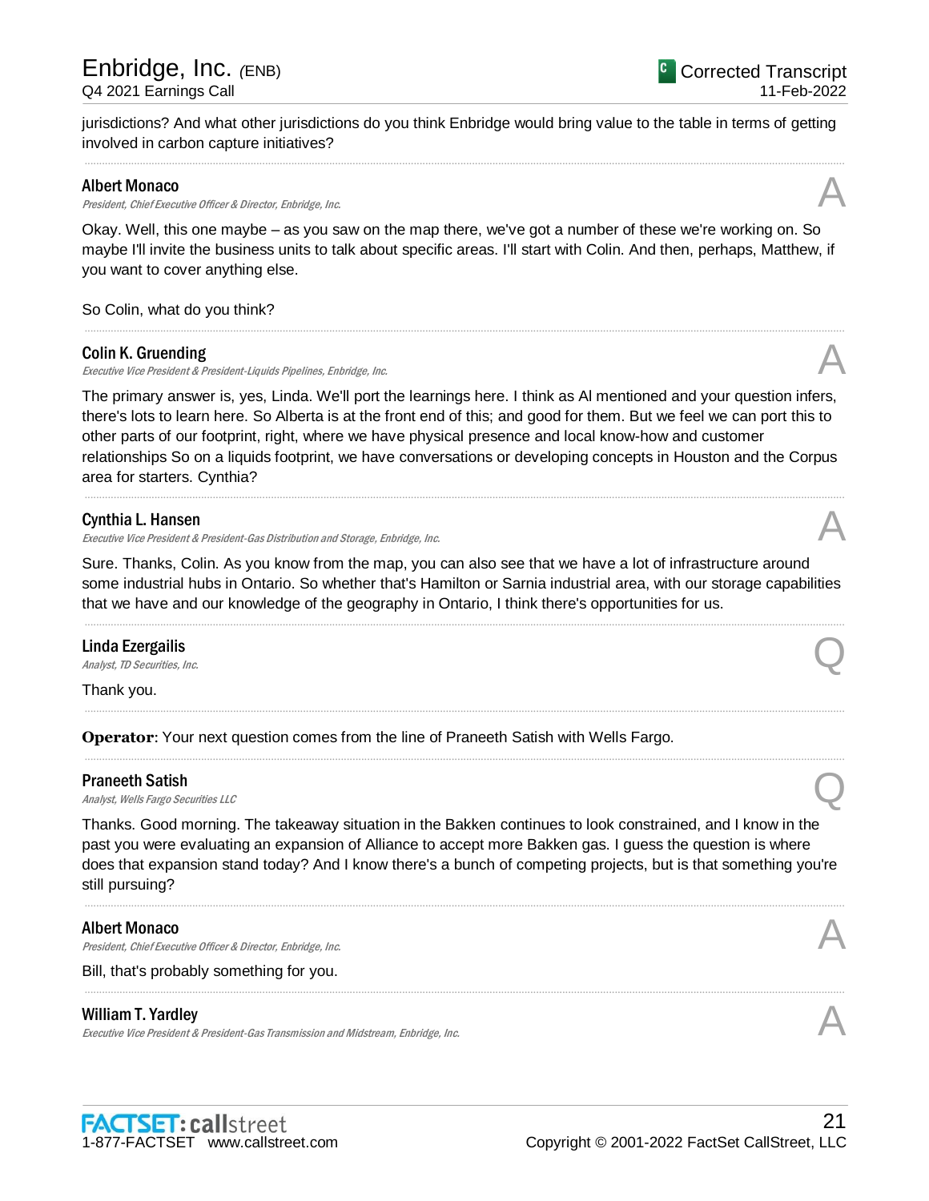jurisdictions? And what other jurisdictions do you think Enbridge would bring value to the table in terms of getting involved in carbon capture initiatives?

---

**Albert Monaco**
*President, Chief Executive Officer & Director, Enbridge, Inc.*

A

Okay. Well, this one maybe – as you saw on the map there, we've got a number of these we're working on. So maybe I'll invite the business units to talk about specific areas. I'll start with Colin. And then, perhaps, Matthew, if you want to cover anything else.

So Colin, what do you think?

---

**Colin K. Gruending**
*Executive Vice President & President-Liquids Pipelines, Enbridge, Inc.*

A

The primary answer is, yes, Linda. We'll port the learnings here. I think as Al mentioned and your question infers, there's lots to learn here. So Alberta is at the front end of this; and good for them. But we feel we can port this to other parts of our footprint, right, where we have physical presence and local know-how and customer relationships So on a liquids footprint, we have conversations or developing concepts in Houston and the Corpus area for starters. Cynthia?

---

**Cynthia L. Hansen**
*Executive Vice President & President-Gas Distribution and Storage, Enbridge, Inc.*

A

Sure. Thanks, Colin. As you know from the map, you can also see that we have a lot of infrastructure around some industrial hubs in Ontario. So whether that's Hamilton or Sarnia industrial area, with our storage capabilities that we have and our knowledge of the geography in Ontario, I think there's opportunities for us.

---

**Linda Ezergailis**
*Analyst, TD Securities, Inc.*

Q

Thank you.

---

**Operator**: Your next question comes from the line of Praneeth Satish with Wells Fargo.

---

**Praneeth Satish**
*Analyst, Wells Fargo Securities LLC*

Q

Thanks. Good morning. The takeaway situation in the Bakken continues to look constrained, and I know in the past you were evaluating an expansion of Alliance to accept more Bakken gas. I guess the question is where does that expansion stand today? And I know there's a bunch of competing projects, but is that something you're still pursuing?

---

**Albert Monaco**
*President, Chief Executive Officer & Director, Enbridge, Inc.*

A

Bill, that's probably something for you.

---

**William T. Yardley**
*Executive Vice President & President-Gas Transmission and Midstream, Enbridge, Inc.*

A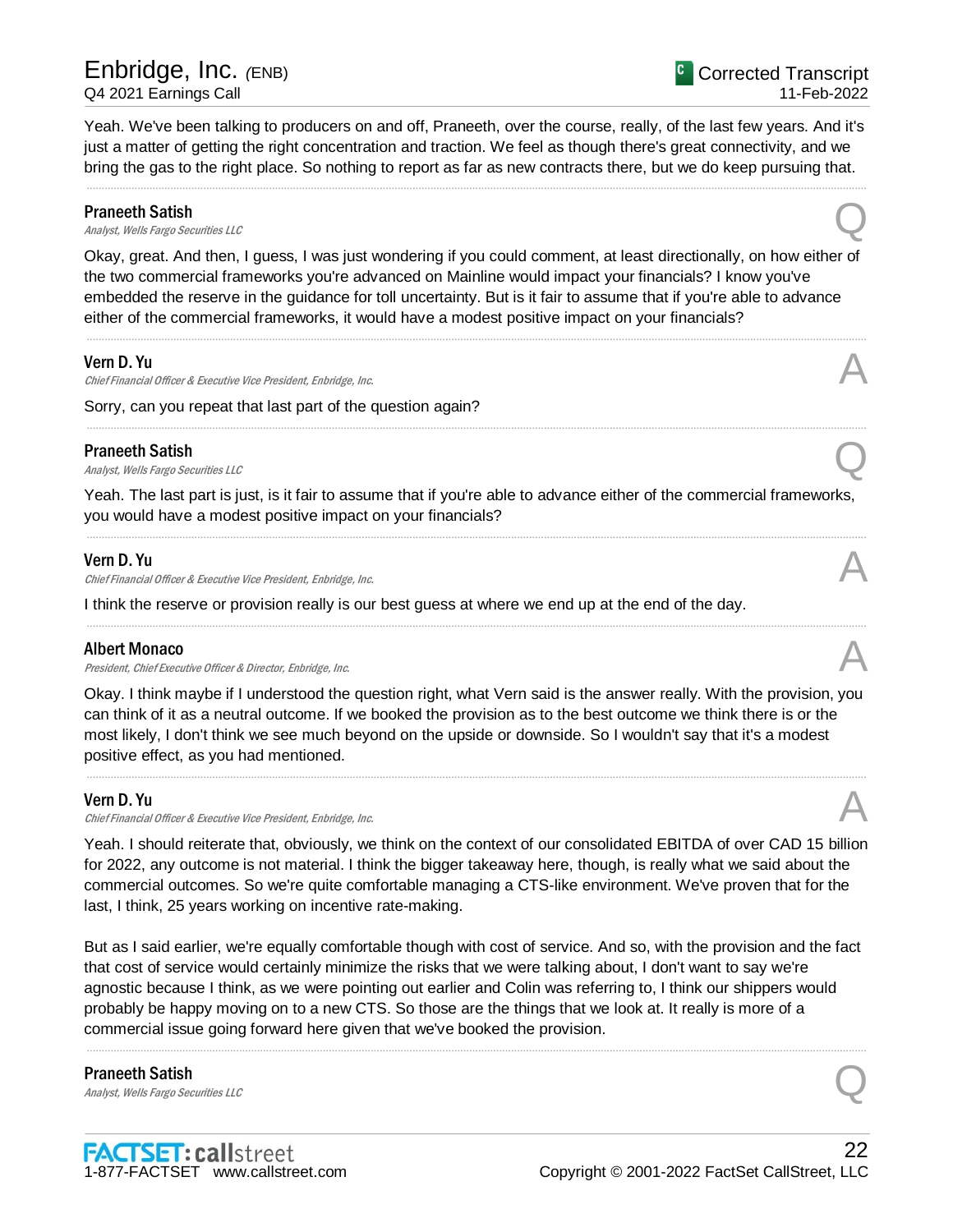Yeah. We've been talking to producers on and off, Praneeth, over the course, really, of the last few years. And it's just a matter of getting the right concentration and traction. We feel as though there's great connectivity, and we bring the gas to the right place. So nothing to report as far as new contracts there, but we do keep pursuing that.

---

**Praneeth Satish**
*Analyst, Wells Fargo Securities LLC*

Q

Okay, great. And then, I guess, I was just wondering if you could comment, at least directionally, on how either of the two commercial frameworks you're advanced on Mainline would impact your financials? I know you've embedded the reserve in the guidance for toll uncertainty. But is it fair to assume that if you're able to advance either of the commercial frameworks, it would have a modest positive impact on your financials?

---

**Vern D. Yu**
*Chief Financial Officer & Executive Vice President, Enbridge, Inc.*

A

Sorry, can you repeat that last part of the question again?

---

**Praneeth Satish**
*Analyst, Wells Fargo Securities LLC*

Q

Yeah. The last part is just, is it fair to assume that if you're able to advance either of the commercial frameworks, you would have a modest positive impact on your financials?

---

**Vern D. Yu**
*Chief Financial Officer & Executive Vice President, Enbridge, Inc.*

A

I think the reserve or provision really is our best guess at where we end up at the end of the day.

---

**Albert Monaco**
*President, Chief Executive Officer & Director, Enbridge, Inc.*

A

Okay. I think maybe if I understood the question right, what Vern said is the answer really. With the provision, you can think of it as a neutral outcome. If we booked the provision as to the best outcome we think there is or the most likely, I don't think we see much beyond on the upside or downside. So I wouldn't say that it's a modest positive effect, as you had mentioned.

---

**Vern D. Yu**
*Chief Financial Officer & Executive Vice President, Enbridge, Inc.*

A

Yeah. I should reiterate that, obviously, we think on the context of our consolidated EBITDA of over CAD 15 billion for 2022, any outcome is not material. I think the bigger takeaway here, though, is really what we said about the commercial outcomes. So we're quite comfortable managing a CTS-like environment. We've proven that for the last, I think, 25 years working on incentive rate-making.

But as I said earlier, we're equally comfortable though with cost of service. And so, with the provision and the fact that cost of service would certainly minimize the risks that we were talking about, I don't want to say we're agnostic because I think, as we were pointing out earlier and Colin was referring to, I think our shippers would probably be happy moving on to a new CTS. So those are the things that we look at. It really is more of a commercial issue going forward here given that we've booked the provision.

---

**Praneeth Satish**
*Analyst, Wells Fargo Securities LLC*

Q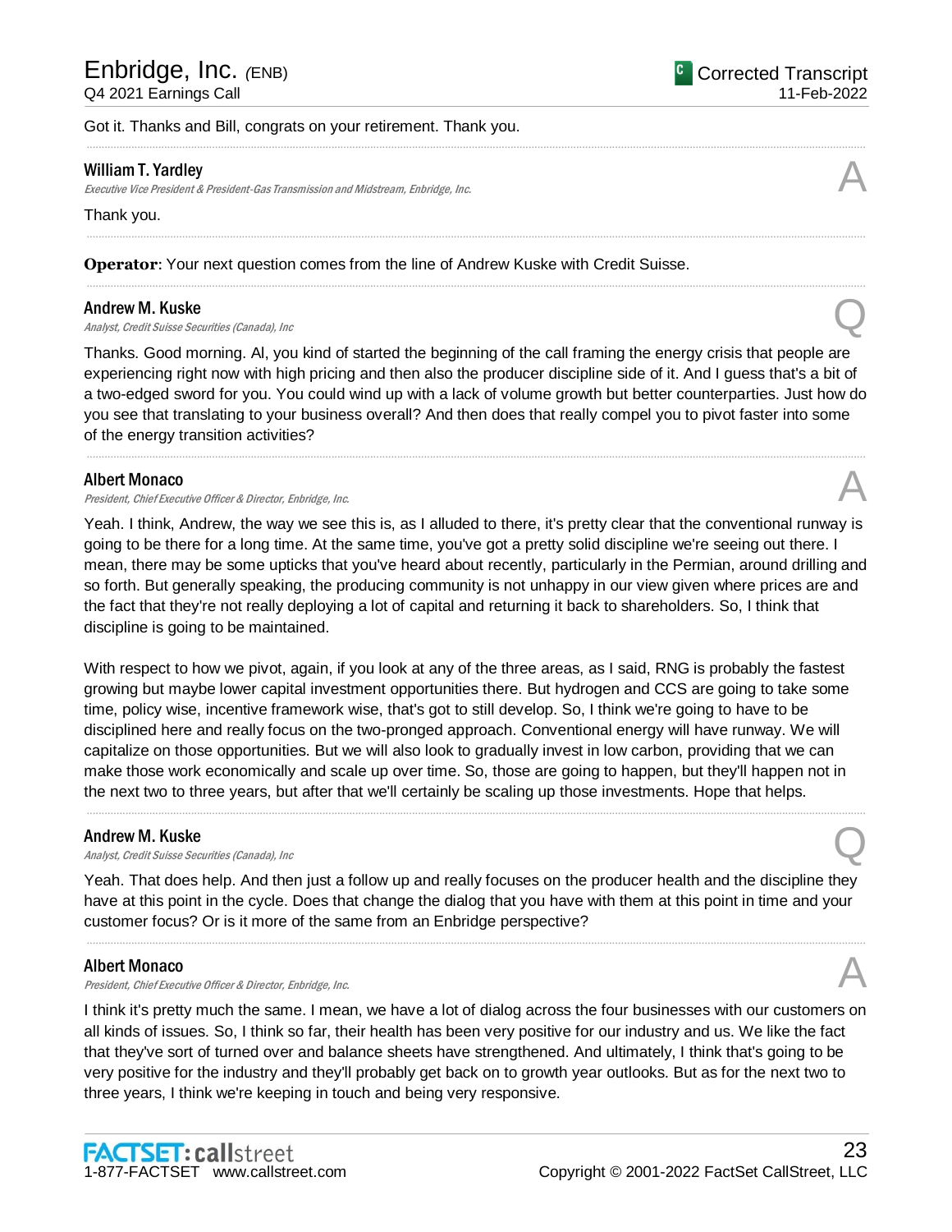Got it. Thanks and Bill, congrats on your retirement. Thank you.

---

**William T. Yardley**
*Executive Vice President & President-Gas Transmission and Midstream, Enbridge, Inc.*

A

Thank you.

---

**Operator**: Your next question comes from the line of Andrew Kuske with Credit Suisse.

---

**Andrew M. Kuske**
*Analyst, Credit Suisse Securities (Canada), Inc*

Q

Thanks. Good morning. Al, you kind of started the beginning of the call framing the energy crisis that people are experiencing right now with high pricing and then also the producer discipline side of it. And I guess that's a bit of a two-edged sword for you. You could wind up with a lack of volume growth but better counterparties. Just how do you see that translating to your business overall? And then does that really compel you to pivot faster into some of the energy transition activities?

---

**Albert Monaco**
*President, Chief Executive Officer & Director, Enbridge, Inc.*

A

Yeah. I think, Andrew, the way we see this is, as I alluded to there, it's pretty clear that the conventional runway is going to be there for a long time. At the same time, you've got a pretty solid discipline we're seeing out there. I mean, there may be some upticks that you've heard about recently, particularly in the Permian, around drilling and so forth. But generally speaking, the producing community is not unhappy in our view given where prices are and the fact that they're not really deploying a lot of capital and returning it back to shareholders. So, I think that discipline is going to be maintained.

With respect to how we pivot, again, if you look at any of the three areas, as I said, RNG is probably the fastest growing but maybe lower capital investment opportunities there. But hydrogen and CCS are going to take some time, policy wise, incentive framework wise, that's got to still develop. So, I think we're going to have to be disciplined here and really focus on the two-pronged approach. Conventional energy will have runway. We will capitalize on those opportunities. But we will also look to gradually invest in low carbon, providing that we can make those work economically and scale up over time. So, those are going to happen, but they'll happen not in the next two to three years, but after that we'll certainly be scaling up those investments. Hope that helps.

---

**Andrew M. Kuske**
*Analyst, Credit Suisse Securities (Canada), Inc*

Q

Yeah. That does help. And then just a follow up and really focuses on the producer health and the discipline they have at this point in the cycle. Does that change the dialog that you have with them at this point in time and your customer focus? Or is it more of the same from an Enbridge perspective?

---

**Albert Monaco**
*President, Chief Executive Officer & Director, Enbridge, Inc.*

A

I think it's pretty much the same. I mean, we have a lot of dialog across the four businesses with our customers on all kinds of issues. So, I think so far, their health has been very positive for our industry and us. We like the fact that they've sort of turned over and balance sheets have strengthened. And ultimately, I think that's going to be very positive for the industry and they'll probably get back on to growth year outlooks. But as for the next two to three years, I think we're keeping in touch and being very responsive.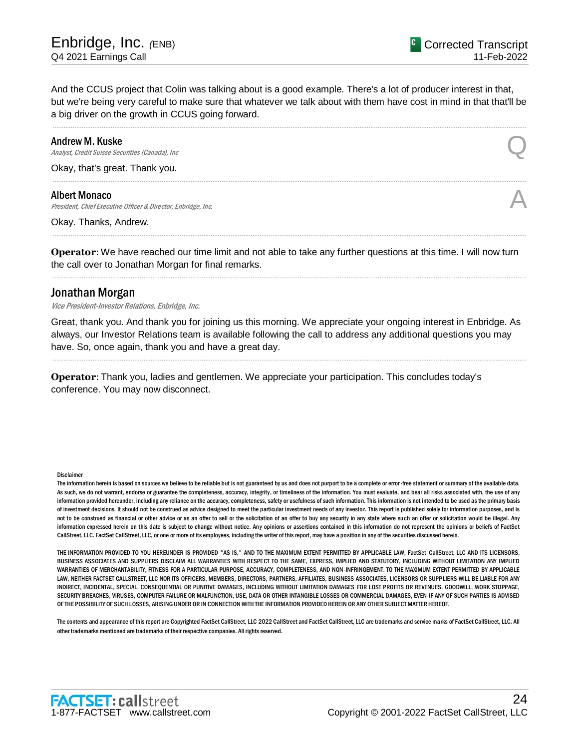And the CCUS project that Colin was talking about is a good example. There's a lot of producer interest in that, but we're being very careful to make sure that whatever we talk about with them have cost in mind in that that'll be a big driver on the growth in CCUS going forward.

---

**Andrew M. Kuske**
*Analyst, Credit Suisse Securities (Canada), Inc*

Q

Okay, that's great. Thank you.

---

**Albert Monaco**
*President, Chief Executive Officer & Director, Enbridge, Inc.*

A

Okay. Thanks, Andrew.

---

**Operator**: We have reached our time limit and not able to take any further questions at this time. I will now turn the call over to Jonathan Morgan for final remarks.

---

## Jonathan Morgan

*Vice President-Investor Relations, Enbridge, Inc.*

Great, thank you. And thank you for joining us this morning. We appreciate your ongoing interest in Enbridge. As always, our Investor Relations team is available following the call to address any additional questions you may have. So, once again, thank you and have a great day.

---

**Operator**: Thank you, ladies and gentlemen. We appreciate your participation. This concludes today's conference. You may now disconnect.

Disclaimer

The information herein is based on sources we believe to be reliable but is not guaranteed by us and does not purport to be a complete or error-free statement or summary of the available data. As such, we do not warrant, endorse or guarantee the completeness, accuracy, integrity, or timeliness of the information. You must evaluate, and bear all risks associated with, the use of any information provided hereunder, including any reliance on the accuracy, completeness, safety or usefulness of such information. This information is not intended to be used as the primary basis of investment decisions. It should not be construed as advice designed to meet the particular investment needs of any investor. This report is published solely for information purposes, and is not to be construed as financial or other advice or as an offer to sell or the solicitation of an offer to buy any security in any state where such an offer or solicitation would be illegal. Any information expressed herein on this date is subject to change without notice. Any opinions or assertions contained in this information do not represent the opinions or beliefs of FactSet CallStreet, LLC. FactSet CallStreet, LLC, or one or more of its employees, including the writer of this report, may have a position in any of the securities discussed herein.

THE INFORMATION PROVIDED TO YOU HEREUNDER IS PROVIDED "AS IS," AND TO THE MAXIMUM EXTENT PERMITTED BY APPLICABLE LAW, FactSet CallStreet, LLC AND ITS LICENSORS, BUSINESS ASSOCIATES AND SUPPLIERS DISCLAIM ALL WARRANTIES WITH RESPECT TO THE SAME, EXPRESS, IMPLIED AND STATUTORY, INCLUDING WITHOUT LIMITATION ANY IMPLIED WARRANTIES OF MERCHANTABILITY, FITNESS FOR A PARTICULAR PURPOSE, ACCURACY, COMPLETENESS, AND NON-INFRINGEMENT. TO THE MAXIMUM EXTENT PERMITTED BY APPLICABLE LAW, NEITHER FACTSET CALLSTREET, LLC NOR ITS OFFICERS, MEMBERS, DIRECTORS, PARTNERS, AFFILIATES, BUSINESS ASSOCIATES, LICENSORS OR SUPPLIERS WILL BE LIABLE FOR ANY INDIRECT, INCIDENTAL, SPECIAL, CONSEQUENTIAL OR PUNITIVE DAMAGES, INCLUDING WITHOUT LIMITATION DAMAGES FOR LOST PROFITS OR REVENUES, GOODWILL, WORK STOPPAGE, SECURITY BREACHES, VIRUSES, COMPUTER FAILURE OR MALFUNCTION, USE, DATA OR OTHER INTANGIBLE LOSSES OR COMMERCIAL DAMAGES, EVEN IF ANY OF SUCH PARTIES IS ADVISED OF THE POSSIBILITY OF SUCH LOSSES, ARISING UNDER OR IN CONNECTION WITH THE INFORMATION PROVIDED HEREIN OR ANY OTHER SUBJECT MATTER HEREOF.

The contents and appearance of this report are Copyrighted FactSet CallStreet, LLC 2022 CallStreet and FactSet CallStreet, LLC are trademarks and service marks of FactSet CallStreet, LLC. All other trademarks mentioned are trademarks of their respective companies. All rights reserved.